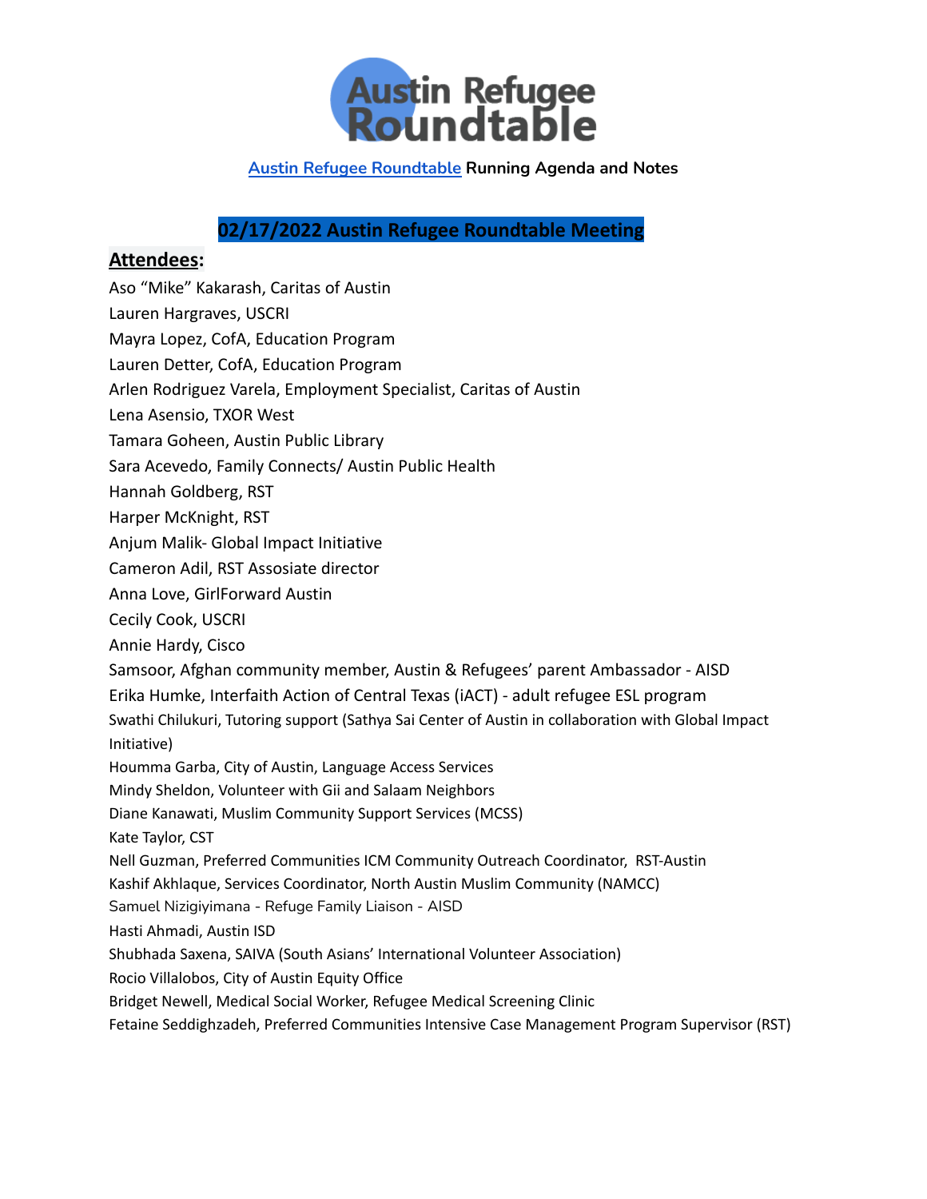# Austin Refugee Roundtable

[Austin Refugee Roundtable](#) **Running Agenda and Notes**

## 02/17/2022 Austin Refugee Roundtable Meeting

### Attendees:

Aso "Mike" Kakarash, Caritas of Austin
Lauren Hargraves, USCRI
Mayra Lopez, CofA, Education Program
Lauren Detter, CofA, Education Program
Arlen Rodriguez Varela, Employment Specialist, Caritas of Austin
Lena Asensio, TXOR West
Tamara Goheen, Austin Public Library
Sara Acevedo, Family Connects/ Austin Public Health
Hannah Goldberg, RST
Harper McKnight, RST
Anjum Malik- Global Impact Initiative
Cameron Adil, RST Assosiate director
Anna Love, GirlForward Austin
Cecily Cook, USCRI
Annie Hardy, Cisco
Samsoor, Afghan community member, Austin & Refugees' parent Ambassador - AISD
Erika Humke, Interfaith Action of Central Texas (iACT) - adult refugee ESL program
Swathi Chilukuri, Tutoring support (Sathya Sai Center of Austin in collaboration with Global Impact Initiative)
Houmma Garba, City of Austin, Language Access Services
Mindy Sheldon, Volunteer with Gii and Salaam Neighbors
Diane Kanawati, Muslim Community Support Services (MCSS)
Kate Taylor, CST
Nell Guzman, Preferred Communities ICM Community Outreach Coordinator, RST-Austin
Kashif Akhlaque, Services Coordinator, North Austin Muslim Community (NAMCC)
Samuel Nizigiyimana - Refuge Family Liaison - AISD
Hasti Ahmadi, Austin ISD
Shubhada Saxena, SAIVA (South Asians' International Volunteer Association)
Rocio Villalobos, City of Austin Equity Office
Bridget Newell, Medical Social Worker, Refugee Medical Screening Clinic
Fetaine Seddighzadeh, Preferred Communities Intensive Case Management Program Supervisor (RST)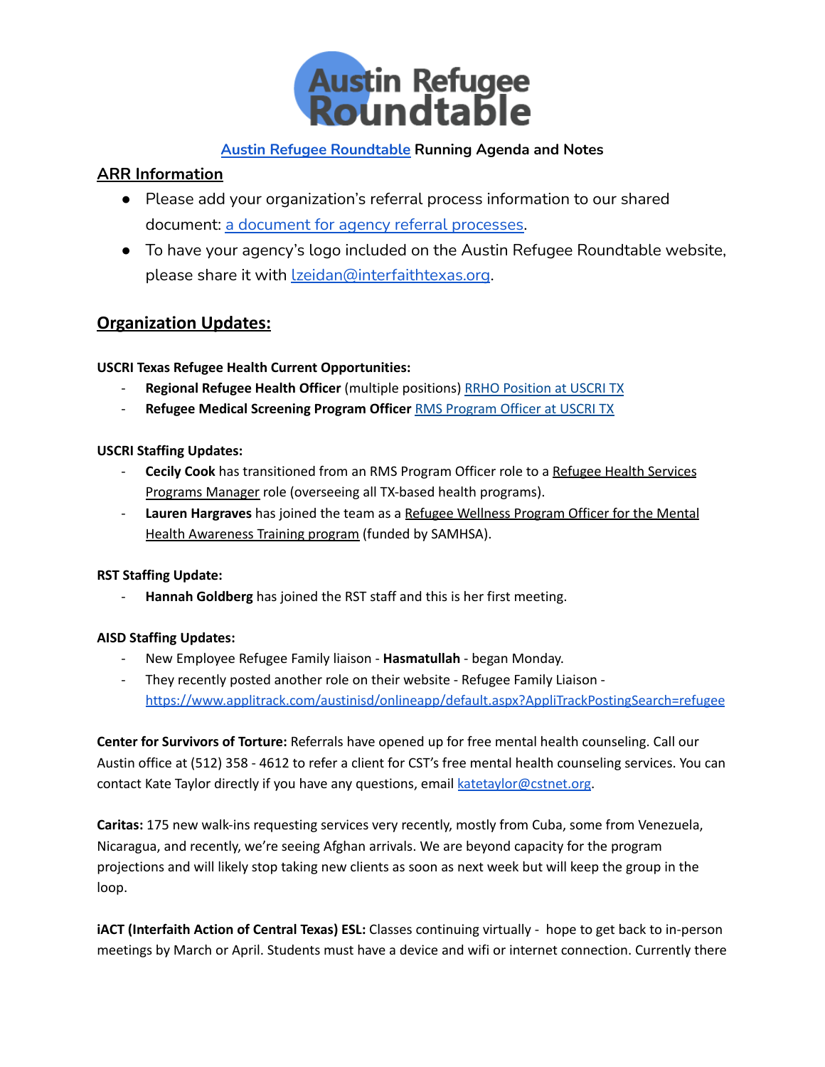# Austin Refugee Roundtable

**Austin Refugee Roundtable Running Agenda and Notes**

## ARR Information

- Please add your organization's referral process information to our shared document: a document for agency referral processes.
- To have your agency's logo included on the Austin Refugee Roundtable website, please share it with lzeidan@interfaithtexas.org.

## Organization Updates:

**USCRI Texas Refugee Health Current Opportunities:**

- **Regional Refugee Health Officer** (multiple positions) RRHO Position at USCRI TX
- **Refugee Medical Screening Program Officer** RMS Program Officer at USCRI TX

**USCRI Staffing Updates:**

- **Cecily Cook** has transitioned from an RMS Program Officer role to a Refugee Health Services Programs Manager role (overseeing all TX-based health programs).
- **Lauren Hargraves** has joined the team as a Refugee Wellness Program Officer for the Mental Health Awareness Training program (funded by SAMHSA).

**RST Staffing Update:**

- **Hannah Goldberg** has joined the RST staff and this is her first meeting.

**AISD Staffing Updates:**

- New Employee Refugee Family liaison - **Hasmatullah** - began Monday.
- They recently posted another role on their website - Refugee Family Liaison - https://www.applitrack.com/austinisd/onlineapp/default.aspx?AppliTrackPostingSearch=refugee

**Center for Survivors of Torture:** Referrals have opened up for free mental health counseling. Call our Austin office at (512) 358 - 4612 to refer a client for CST's free mental health counseling services. You can contact Kate Taylor directly if you have any questions, email katetaylor@cstnet.org.

**Caritas:** 175 new walk-ins requesting services very recently, mostly from Cuba, some from Venezuela, Nicaragua, and recently, we're seeing Afghan arrivals. We are beyond capacity for the program projections and will likely stop taking new clients as soon as next week but will keep the group in the loop.

**iACT (Interfaith Action of Central Texas) ESL:** Classes continuing virtually - hope to get back to in-person meetings by March or April. Students must have a device and wifi or internet connection. Currently there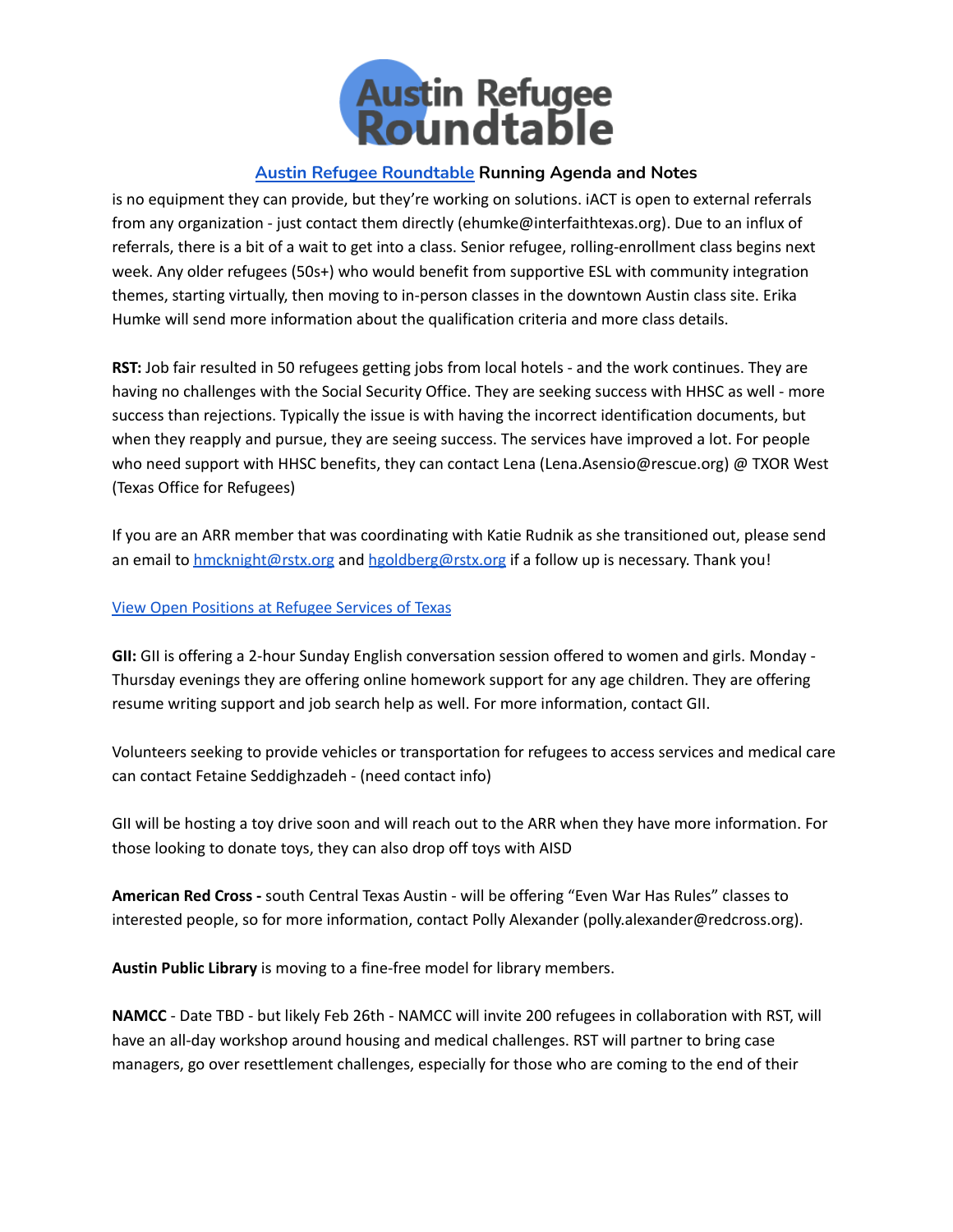is no equipment they can provide, but they're working on solutions. iACT is open to external referrals from any organization - just contact them directly (ehumke@interfaithtexas.org). Due to an influx of referrals, there is a bit of a wait to get into a class. Senior refugee, rolling-enrollment class begins next week. Any older refugees (50s+) who would benefit from supportive ESL with community integration themes, starting virtually, then moving to in-person classes in the downtown Austin class site. Erika Humke will send more information about the qualification criteria and more class details.

**RST:** Job fair resulted in 50 refugees getting jobs from local hotels - and the work continues. They are having no challenges with the Social Security Office. They are seeking success with HHSC as well - more success than rejections. Typically the issue is with having the incorrect identification documents, but when they reapply and pursue, they are seeing success. The services have improved a lot. For people who need support with HHSC benefits, they can contact Lena (Lena.Asensio@rescue.org) @ TXOR West (Texas Office for Refugees)

If you are an ARR member that was coordinating with Katie Rudnik as she transitioned out, please send an email to hmcknight@rstx.org and hgoldberg@rstx.org if a follow up is necessary. Thank you!

View Open Positions at Refugee Services of Texas

**GII:** GII is offering a 2-hour Sunday English conversation session offered to women and girls. Monday - Thursday evenings they are offering online homework support for any age children. They are offering resume writing support and job search help as well. For more information, contact GII.

Volunteers seeking to provide vehicles or transportation for refugees to access services and medical care can contact Fetaine Seddighzadeh - (need contact info)

GII will be hosting a toy drive soon and will reach out to the ARR when they have more information. For those looking to donate toys, they can also drop off toys with AISD

**American Red Cross -** south Central Texas Austin - will be offering "Even War Has Rules" classes to interested people, so for more information, contact Polly Alexander (polly.alexander@redcross.org).

**Austin Public Library** is moving to a fine-free model for library members.

**NAMCC** - Date TBD - but likely Feb 26th - NAMCC will invite 200 refugees in collaboration with RST, will have an all-day workshop around housing and medical challenges. RST will partner to bring case managers, go over resettlement challenges, especially for those who are coming to the end of their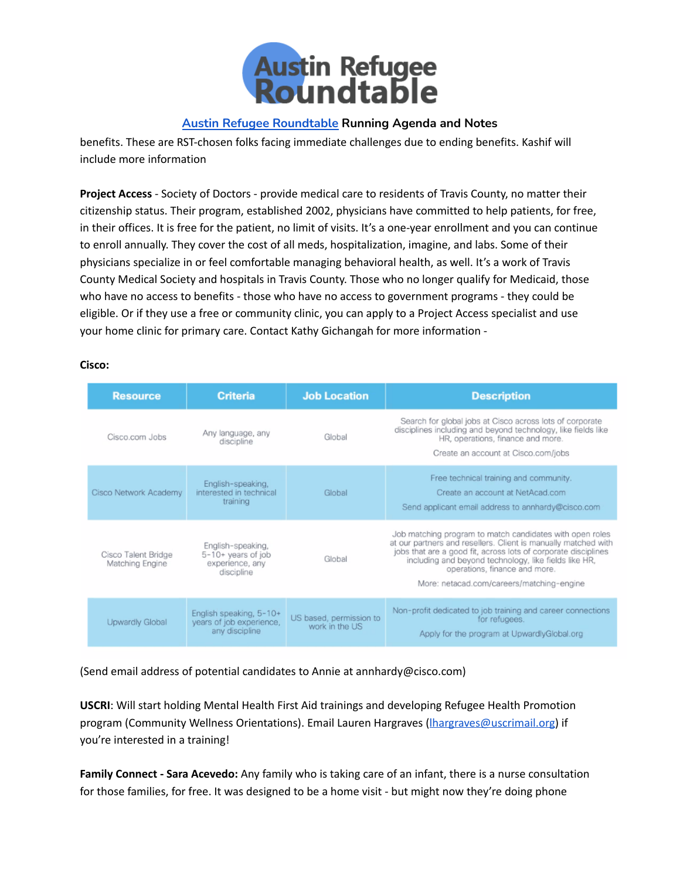benefits. These are RST-chosen folks facing immediate challenges due to ending benefits. Kashif will include more information

**Project Access** - Society of Doctors - provide medical care to residents of Travis County, no matter their citizenship status. Their program, established 2002, physicians have committed to help patients, for free, in their offices. It is free for the patient, no limit of visits. It's a one-year enrollment and you can continue to enroll annually. They cover the cost of all meds, hospitalization, imagine, and labs. Some of their physicians specialize in or feel comfortable managing behavioral health, as well. It's a work of Travis County Medical Society and hospitals in Travis County. Those who no longer qualify for Medicaid, those who have no access to benefits - those who have no access to government programs - they could be eligible. Or if they use a free or community clinic, you can apply to a Project Access specialist and use your home clinic for primary care. Contact Kathy Gichangah for more information -

**Cisco:**

| Resource | Criteria | Job Location | Description |
|---|---|---|---|
| Cisco.com Jobs | Any language, any discipline | Global | Search for global jobs at Cisco across lots of corporate disciplines including and beyond technology, like fields like HR, operations, finance and more. Create an account at Cisco.com/jobs |
| Cisco Network Academy | English-speaking, interested in technical training | Global | Free technical training and community. Create an account at NetAcad.com Send applicant email address to annhardy@cisco.com |
| Cisco Talent Bridge Matching Engine | English-speaking, 5-10+ years of job experience, any discipline | Global | Job matching program to match candidates with open roles at our partners and resellers. Client is manually matched with jobs that are a good fit, across lots of corporate disciplines including and beyond technology, like fields like HR, operations, finance and more. More: netacad.com/careers/matching-engine |
| Upwardly Global | English speaking, 5-10+ years of job experience, any discipline | US based, permission to work in the US | Non-profit dedicated to job training and career connections for refugees. Apply for the program at UpwardlyGlobal.org |

(Send email address of potential candidates to Annie at annhardy@cisco.com)

**USCRI**: Will start holding Mental Health First Aid trainings and developing Refugee Health Promotion program (Community Wellness Orientations). Email Lauren Hargraves (lhargraves@uscrimail.org) if you're interested in a training!

**Family Connect - Sara Acevedo:** Any family who is taking care of an infant, there is a nurse consultation for those families, for free. It was designed to be a home visit - but might now they're doing phone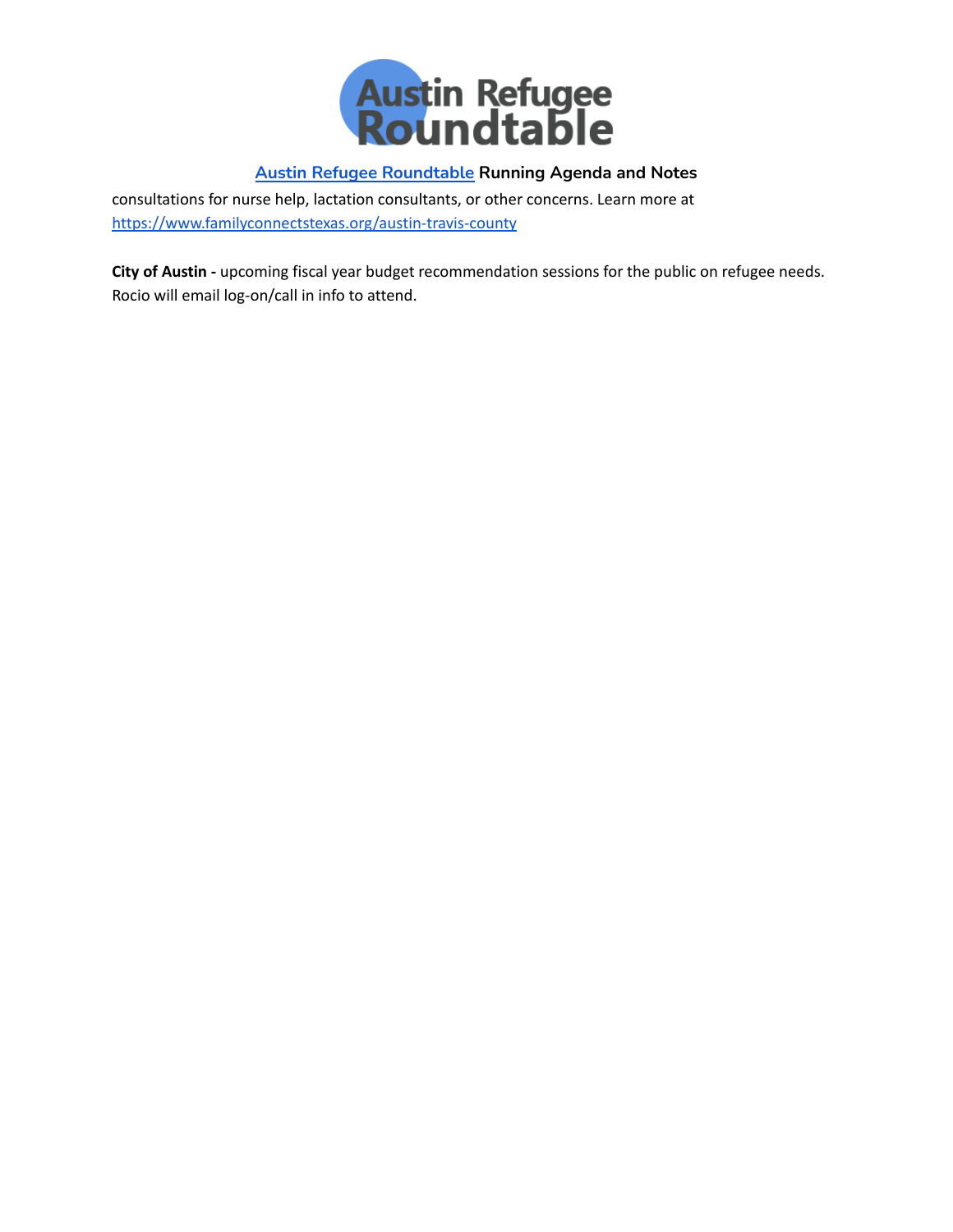consultations for nurse help, lactation consultants, or other concerns. Learn more at https://www.familyconnectstexas.org/austin-travis-county

**City of Austin -** upcoming fiscal year budget recommendation sessions for the public on refugee needs. Rocio will email log-on/call in info to attend.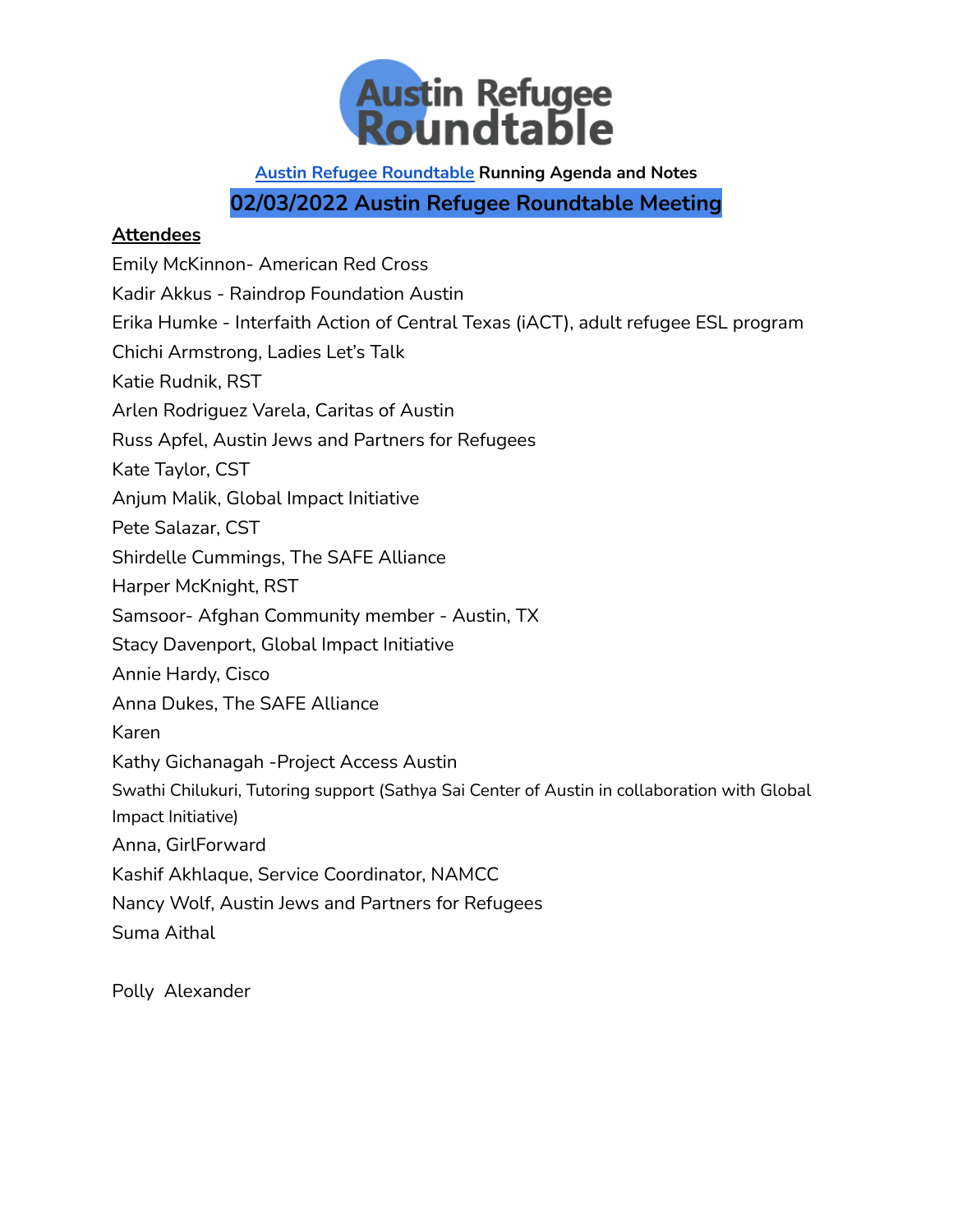# Austin Refugee Roundtable

**Austin Refugee Roundtable Running Agenda and Notes**

## 02/03/2022 Austin Refugee Roundtable Meeting

**Attendees**

Emily McKinnon- American Red Cross

Kadir Akkus - Raindrop Foundation Austin

Erika Humke - Interfaith Action of Central Texas (iACT), adult refugee ESL program

Chichi Armstrong, Ladies Let's Talk

Katie Rudnik, RST

Arlen Rodriguez Varela, Caritas of Austin

Russ Apfel, Austin Jews and Partners for Refugees

Kate Taylor, CST

Anjum Malik, Global Impact Initiative

Pete Salazar, CST

Shirdelle Cummings, The SAFE Alliance

Harper McKnight, RST

Samsoor- Afghan Community member - Austin, TX

Stacy Davenport, Global Impact Initiative

Annie Hardy, Cisco

Anna Dukes, The SAFE Alliance

Karen

Kathy Gichanagah -Project Access Austin

Swathi Chilukuri, Tutoring support (Sathya Sai Center of Austin in collaboration with Global Impact Initiative)

Anna, GirlForward

Kashif Akhlaque, Service Coordinator, NAMCC

Nancy Wolf, Austin Jews and Partners for Refugees

Suma Aithal

Polly Alexander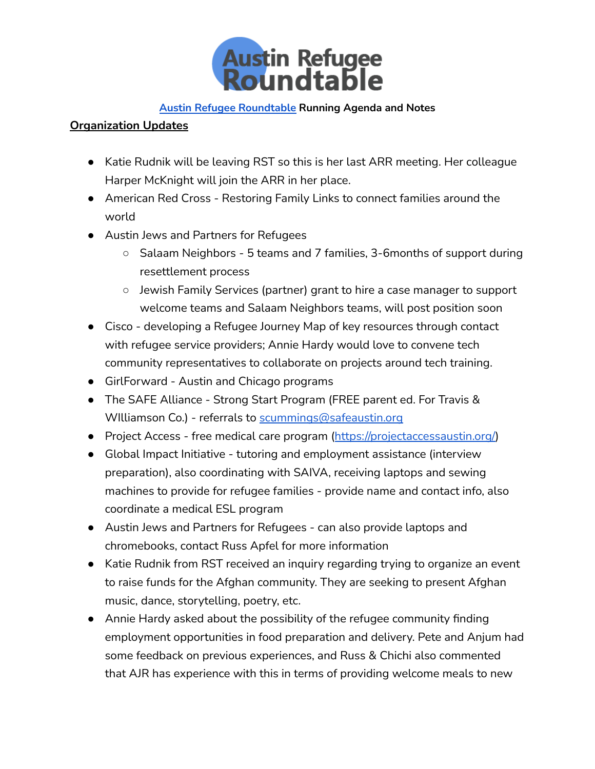# Austin Refugee Roundtable

**[Austin Refugee Roundtable](#) Running Agenda and Notes**

## Organization Updates

- Katie Rudnik will be leaving RST so this is her last ARR meeting. Her colleague Harper McKnight will join the ARR in her place.
- American Red Cross - Restoring Family Links to connect families around the world
- Austin Jews and Partners for Refugees
  - Salaam Neighbors - 5 teams and 7 families, 3-6months of support during resettlement process
  - Jewish Family Services (partner) grant to hire a case manager to support welcome teams and Salaam Neighbors teams, will post position soon
- Cisco - developing a Refugee Journey Map of key resources through contact with refugee service providers; Annie Hardy would love to convene tech community representatives to collaborate on projects around tech training.
- GirlForward - Austin and Chicago programs
- The SAFE Alliance - Strong Start Program (FREE parent ed. For Travis & WIlliamson Co.) - referrals to [scummings@safeaustin.org](mailto:scummings@safeaustin.org)
- Project Access - free medical care program ([https://projectaccessaustin.org/](https://projectaccessaustin.org/))
- Global Impact Initiative - tutoring and employment assistance (interview preparation), also coordinating with SAIVA, receiving laptops and sewing machines to provide for refugee families - provide name and contact info, also coordinate a medical ESL program
- Austin Jews and Partners for Refugees - can also provide laptops and chromebooks, contact Russ Apfel for more information
- Katie Rudnik from RST received an inquiry regarding trying to organize an event to raise funds for the Afghan community. They are seeking to present Afghan music, dance, storytelling, poetry, etc.
- Annie Hardy asked about the possibility of the refugee community finding employment opportunities in food preparation and delivery. Pete and Anjum had some feedback on previous experiences, and Russ & Chichi also commented that AJR has experience with this in terms of providing welcome meals to new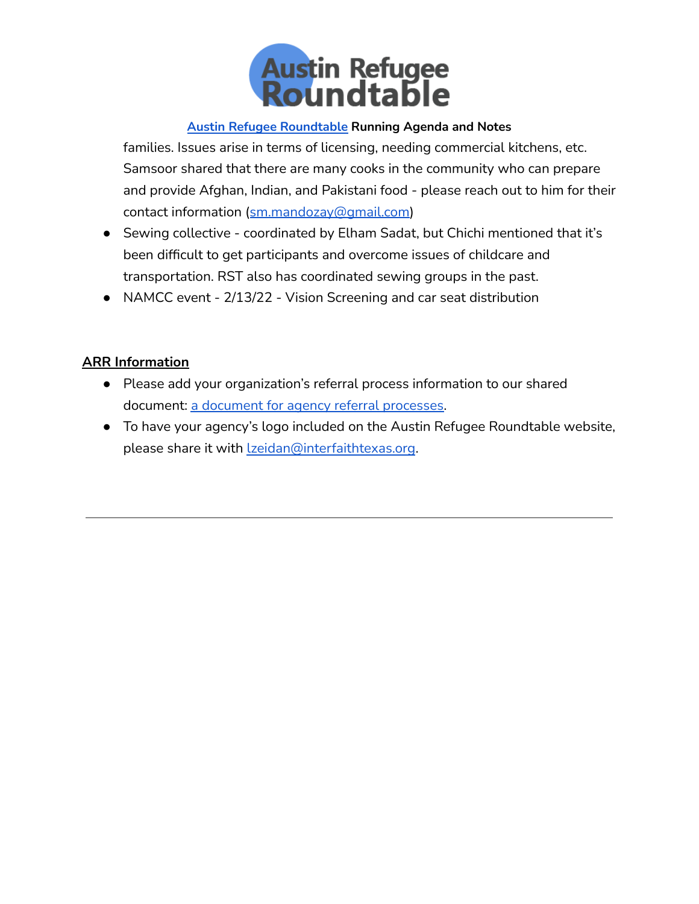families. Issues arise in terms of licensing, needing commercial kitchens, etc. Samsoor shared that there are many cooks in the community who can prepare and provide Afghan, Indian, and Pakistani food - please reach out to him for their contact information (sm.mandozay@gmail.com)

- Sewing collective - coordinated by Elham Sadat, but Chichi mentioned that it's been difficult to get participants and overcome issues of childcare and transportation. RST also has coordinated sewing groups in the past.
- NAMCC event - 2/13/22 - Vision Screening and car seat distribution

**ARR Information**

- Please add your organization's referral process information to our shared document: [a document for agency referral processes](#).
- To have your agency's logo included on the Austin Refugee Roundtable website, please share it with lzeidan@interfaithtexas.org.

---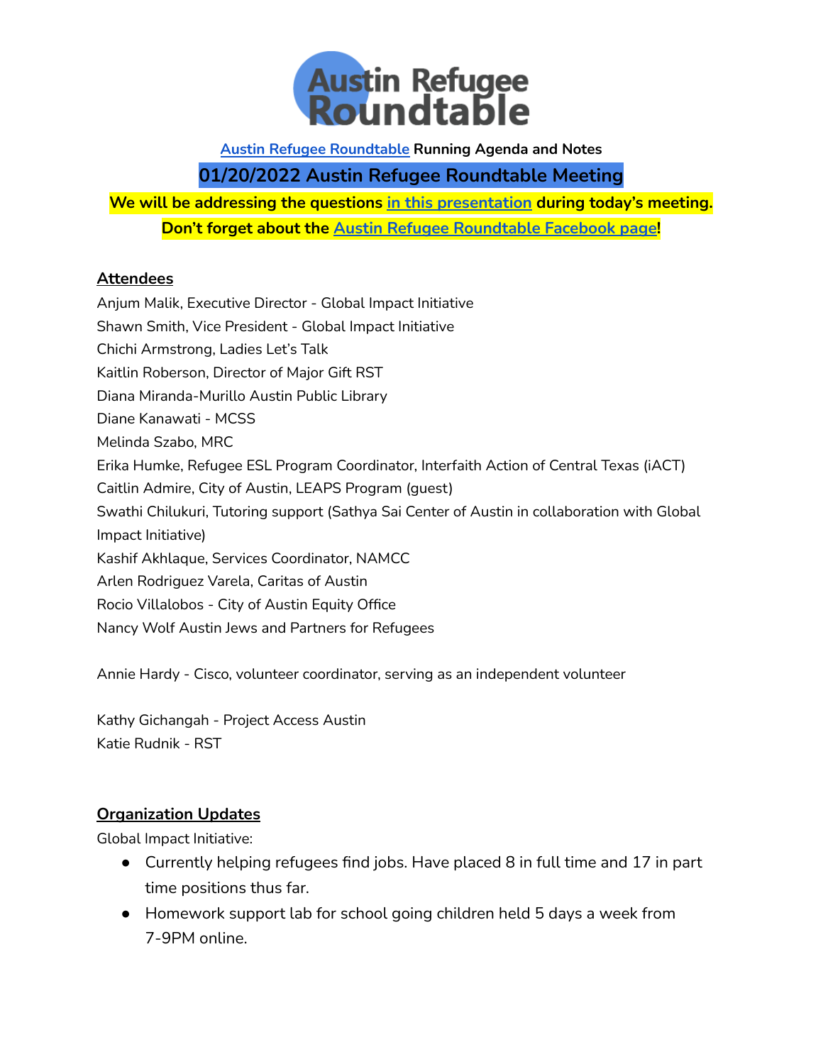Austin Refugee Roundtable

**Austin Refugee Roundtable Running Agenda and Notes**

## 01/20/2022 Austin Refugee Roundtable Meeting

**We will be addressing the questions in this presentation during today's meeting.**

**Don't forget about the Austin Refugee Roundtable Facebook page!**

### Attendees

Anjum Malik, Executive Director - Global Impact Initiative
Shawn Smith, Vice President - Global Impact Initiative
Chichi Armstrong, Ladies Let's Talk
Kaitlin Roberson, Director of Major Gift RST
Diana Miranda-Murillo Austin Public Library
Diane Kanawati - MCSS
Melinda Szabo, MRC
Erika Humke, Refugee ESL Program Coordinator, Interfaith Action of Central Texas (iACT)
Caitlin Admire, City of Austin, LEAPS Program (guest)
Swathi Chilukuri, Tutoring support (Sathya Sai Center of Austin in collaboration with Global Impact Initiative)
Kashif Akhlaque, Services Coordinator, NAMCC
Arlen Rodriguez Varela, Caritas of Austin
Rocio Villalobos - City of Austin Equity Office
Nancy Wolf Austin Jews and Partners for Refugees

Annie Hardy - Cisco, volunteer coordinator, serving as an independent volunteer

Kathy Gichangah - Project Access Austin
Katie Rudnik - RST

### Organization Updates

Global Impact Initiative:

- Currently helping refugees find jobs. Have placed 8 in full time and 17 in part time positions thus far.
- Homework support lab for school going children held 5 days a week from 7-9PM online.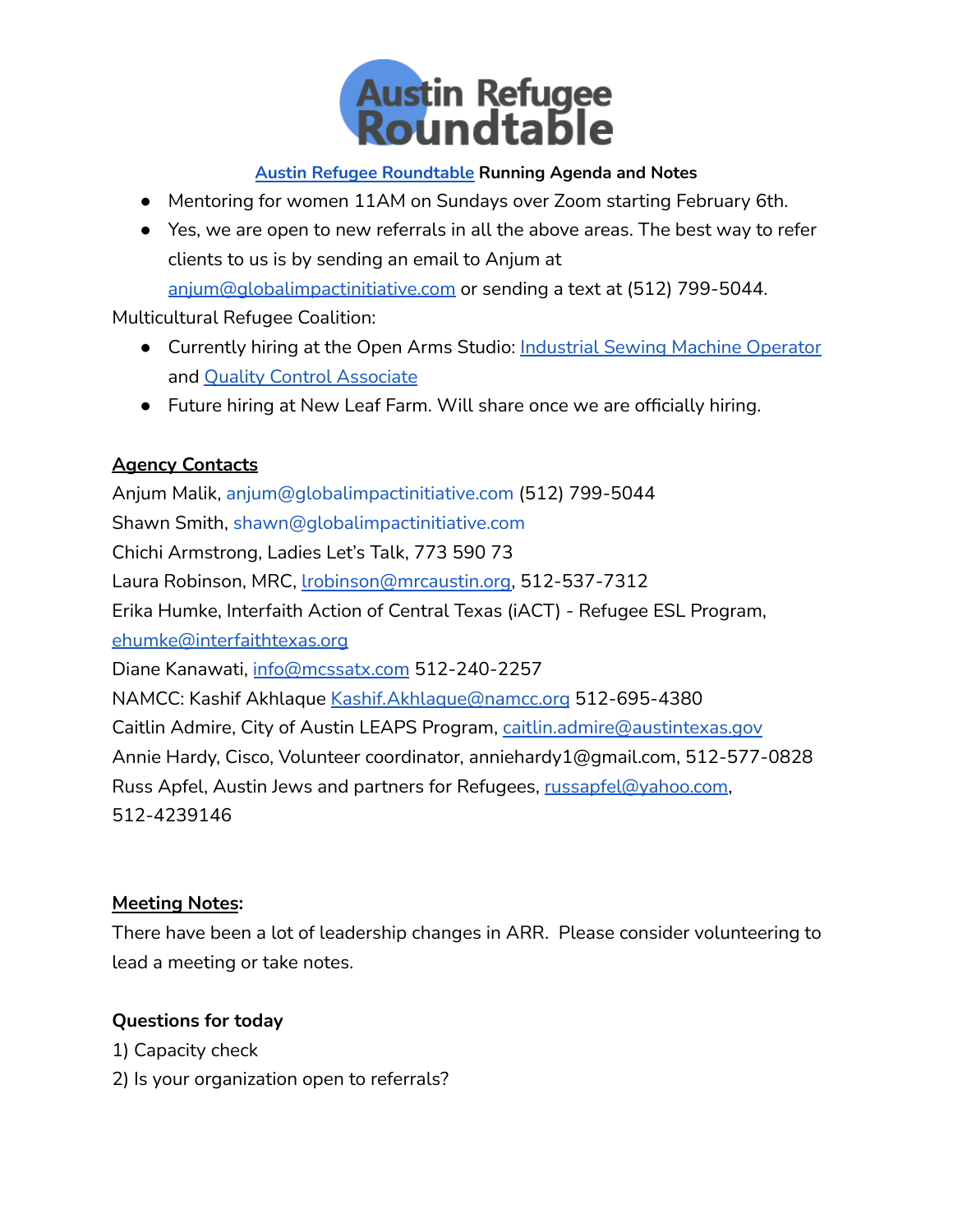Austin Refugee Roundtable

**Austin Refugee Roundtable Running Agenda and Notes**

- Mentoring for women 11AM on Sundays over Zoom starting February 6th.
- Yes, we are open to new referrals in all the above areas. The best way to refer clients to us is by sending an email to Anjum at anjum@globalimpactinitiative.com or sending a text at (512) 799-5044.

Multicultural Refugee Coalition:

- Currently hiring at the Open Arms Studio: Industrial Sewing Machine Operator and Quality Control Associate
- Future hiring at New Leaf Farm. Will share once we are officially hiring.

**Agency Contacts**

Anjum Malik, anjum@globalimpactinitiative.com (512) 799-5044
Shawn Smith, shawn@globalimpactinitiative.com
Chichi Armstrong, Ladies Let's Talk, 773 590 73
Laura Robinson, MRC, lrobinson@mrcaustin.org, 512-537-7312
Erika Humke, Interfaith Action of Central Texas (iACT) - Refugee ESL Program, ehumke@interfaithtexas.org
Diane Kanawati, info@mcssatx.com 512-240-2257
NAMCC: Kashif Akhlaque Kashif.Akhlaque@namcc.org 512-695-4380
Caitlin Admire, City of Austin LEAPS Program, caitlin.admire@austintexas.gov
Annie Hardy, Cisco, Volunteer coordinator, anniehardy1@gmail.com, 512-577-0828
Russ Apfel, Austin Jews and partners for Refugees, russapfel@yahoo.com, 512-4239146

**Meeting Notes**:

There have been a lot of leadership changes in ARR. Please consider volunteering to lead a meeting or take notes.

**Questions for today**

1) Capacity check
2) Is your organization open to referrals?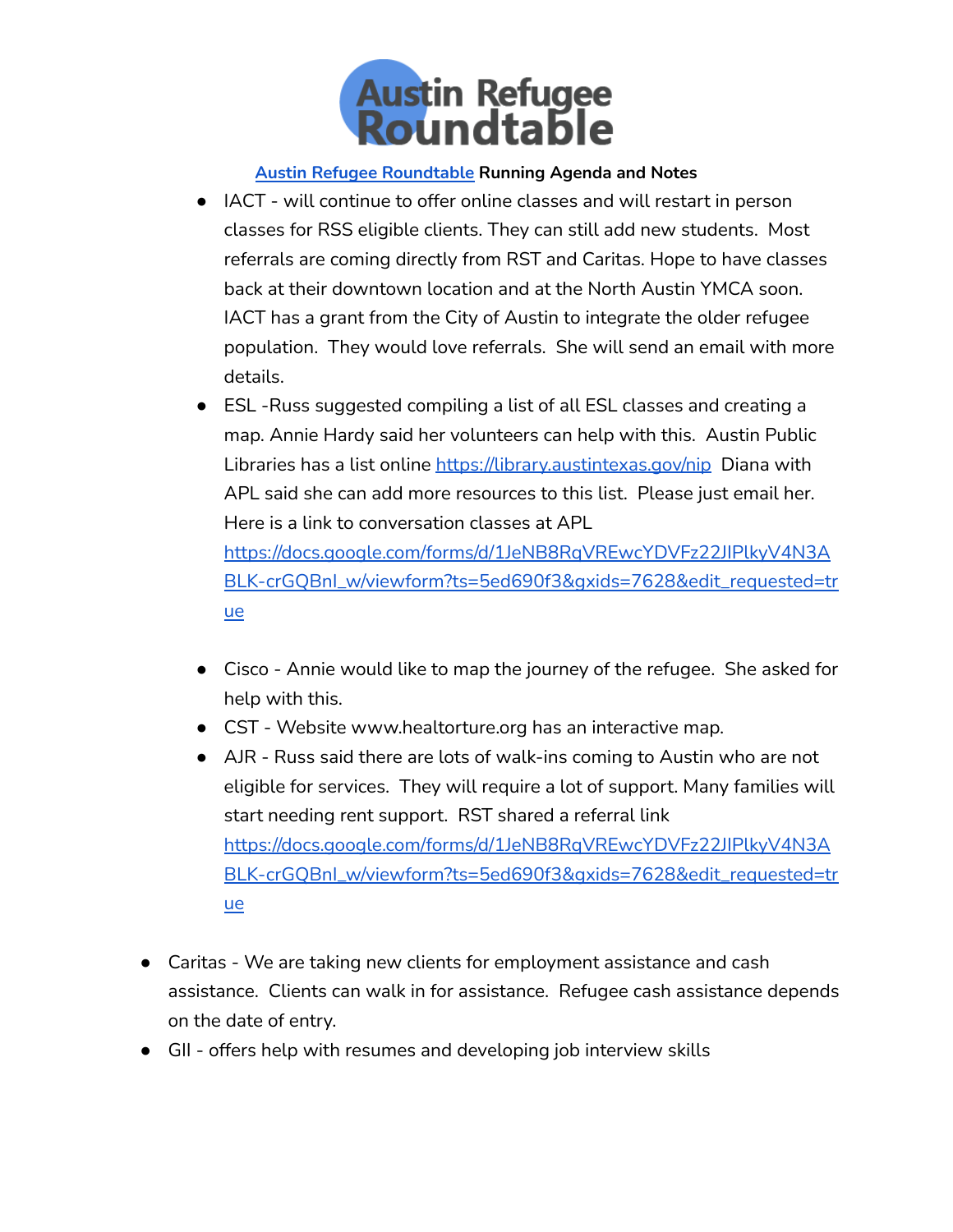Austin Refugee Roundtable

[Austin Refugee Roundtable](#) **Running Agenda and Notes**

- IACT - will continue to offer online classes and will restart in person classes for RSS eligible clients. They can still add new students. Most referrals are coming directly from RST and Caritas. Hope to have classes back at their downtown location and at the North Austin YMCA soon. IACT has a grant from the City of Austin to integrate the older refugee population. They would love referrals. She will send an email with more details.
- ESL -Russ suggested compiling a list of all ESL classes and creating a map. Annie Hardy said her volunteers can help with this. Austin Public Libraries has a list online https://library.austintexas.gov/nip Diana with APL said she can add more resources to this list. Please just email her. Here is a link to conversation classes at APL https://docs.google.com/forms/d/1JeNB8RqVREwcYDVFz22JIPlkyV4N3ABLK-crGQBnl_w/viewform?ts=5ed690f3&gxids=7628&edit_requested=true
- Cisco - Annie would like to map the journey of the refugee. She asked for help with this.
- CST - Website www.healtorture.org has an interactive map.
- AJR - Russ said there are lots of walk-ins coming to Austin who are not eligible for services. They will require a lot of support. Many families will start needing rent support. RST shared a referral link https://docs.google.com/forms/d/1JeNB8RqVREwcYDVFz22JIPlkyV4N3ABLK-crGQBnl_w/viewform?ts=5ed690f3&gxids=7628&edit_requested=true

- Caritas - We are taking new clients for employment assistance and cash assistance. Clients can walk in for assistance. Refugee cash assistance depends on the date of entry.
- GII - offers help with resumes and developing job interview skills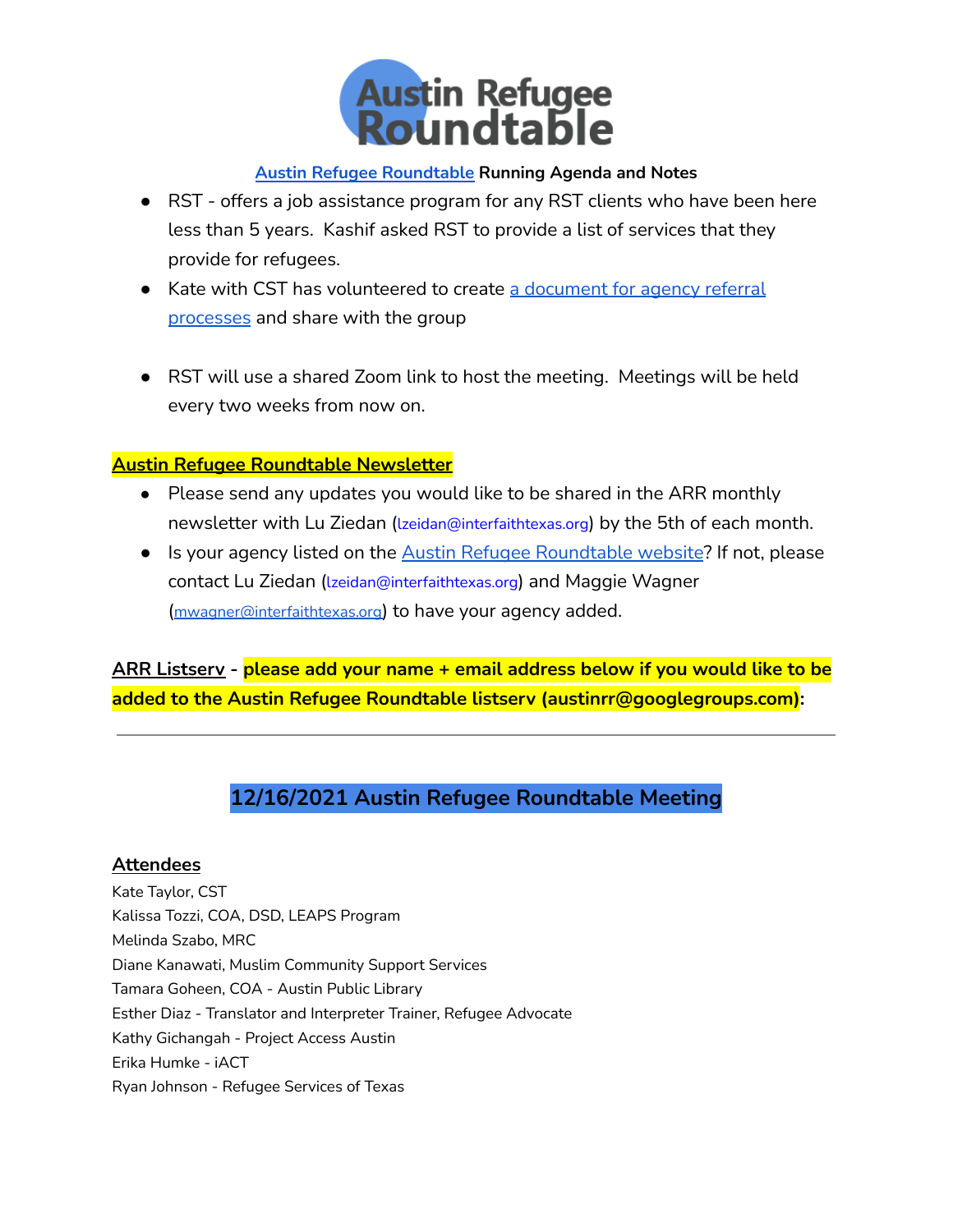# Austin Refugee Roundtable

**Austin Refugee Roundtable Running Agenda and Notes**

- RST - offers a job assistance program for any RST clients who have been here less than 5 years. Kashif asked RST to provide a list of services that they provide for refugees.
- Kate with CST has volunteered to create a document for agency referral processes and share with the group
- RST will use a shared Zoom link to host the meeting. Meetings will be held every two weeks from now on.

**Austin Refugee Roundtable Newsletter**

- Please send any updates you would like to be shared in the ARR monthly newsletter with Lu Ziedan (lzeidan@interfaithtexas.org) by the 5th of each month.
- Is your agency listed on the Austin Refugee Roundtable website? If not, please contact Lu Ziedan (lzeidan@interfaithtexas.org) and Maggie Wagner (mwagner@interfaithtexas.org) to have your agency added.

**ARR Listserv - please add your name + email address below if you would like to be added to the Austin Refugee Roundtable listserv (austinrr@googlegroups.com):**

---

## 12/16/2021 Austin Refugee Roundtable Meeting

**Attendees**

Kate Taylor, CST
Kalissa Tozzi, COA, DSD, LEAPS Program
Melinda Szabo, MRC
Diane Kanawati, Muslim Community Support Services
Tamara Goheen, COA - Austin Public Library
Esther Diaz - Translator and Interpreter Trainer, Refugee Advocate
Kathy Gichangah - Project Access Austin
Erika Humke - iACT
Ryan Johnson - Refugee Services of Texas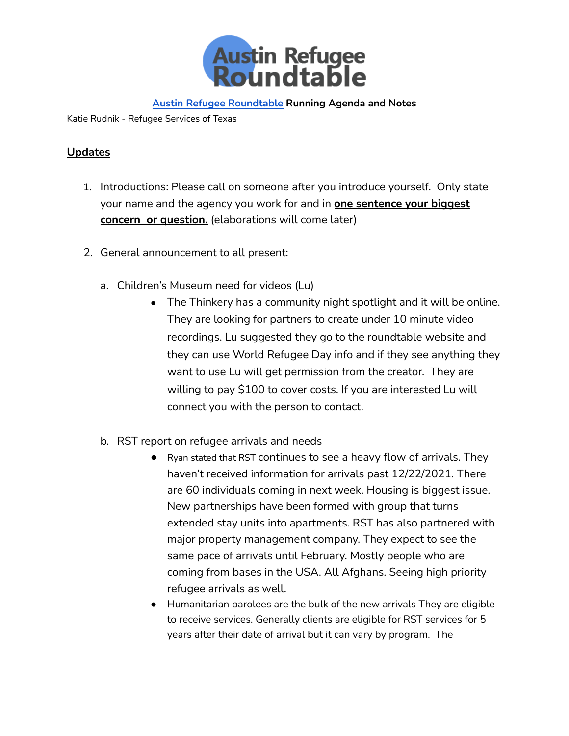# Austin Refugee Roundtable

**Austin Refugee Roundtable Running Agenda and Notes**

Katie Rudnik - Refugee Services of Texas

## Updates

1. Introductions: Please call on someone after you introduce yourself. Only state your name and the agency you work for and in **one sentence your biggest concern or question.** (elaborations will come later)

2. General announcement to all present:

   a. Children's Museum need for videos (Lu)

      - The Thinkery has a community night spotlight and it will be online. They are looking for partners to create under 10 minute video recordings. Lu suggested they go to the roundtable website and they can use World Refugee Day info and if they see anything they want to use Lu will get permission from the creator. They are willing to pay $100 to cover costs. If you are interested Lu will connect you with the person to contact.

   b. RST report on refugee arrivals and needs

      - Ryan stated that RST continues to see a heavy flow of arrivals. They haven't received information for arrivals past 12/22/2021. There are 60 individuals coming in next week. Housing is biggest issue. New partnerships have been formed with group that turns extended stay units into apartments. RST has also partnered with major property management company. They expect to see the same pace of arrivals until February. Mostly people who are coming from bases in the USA. All Afghans. Seeing high priority refugee arrivals as well.
      - Humanitarian parolees are the bulk of the new arrivals They are eligible to receive services. Generally clients are eligible for RST services for 5 years after their date of arrival but it can vary by program. The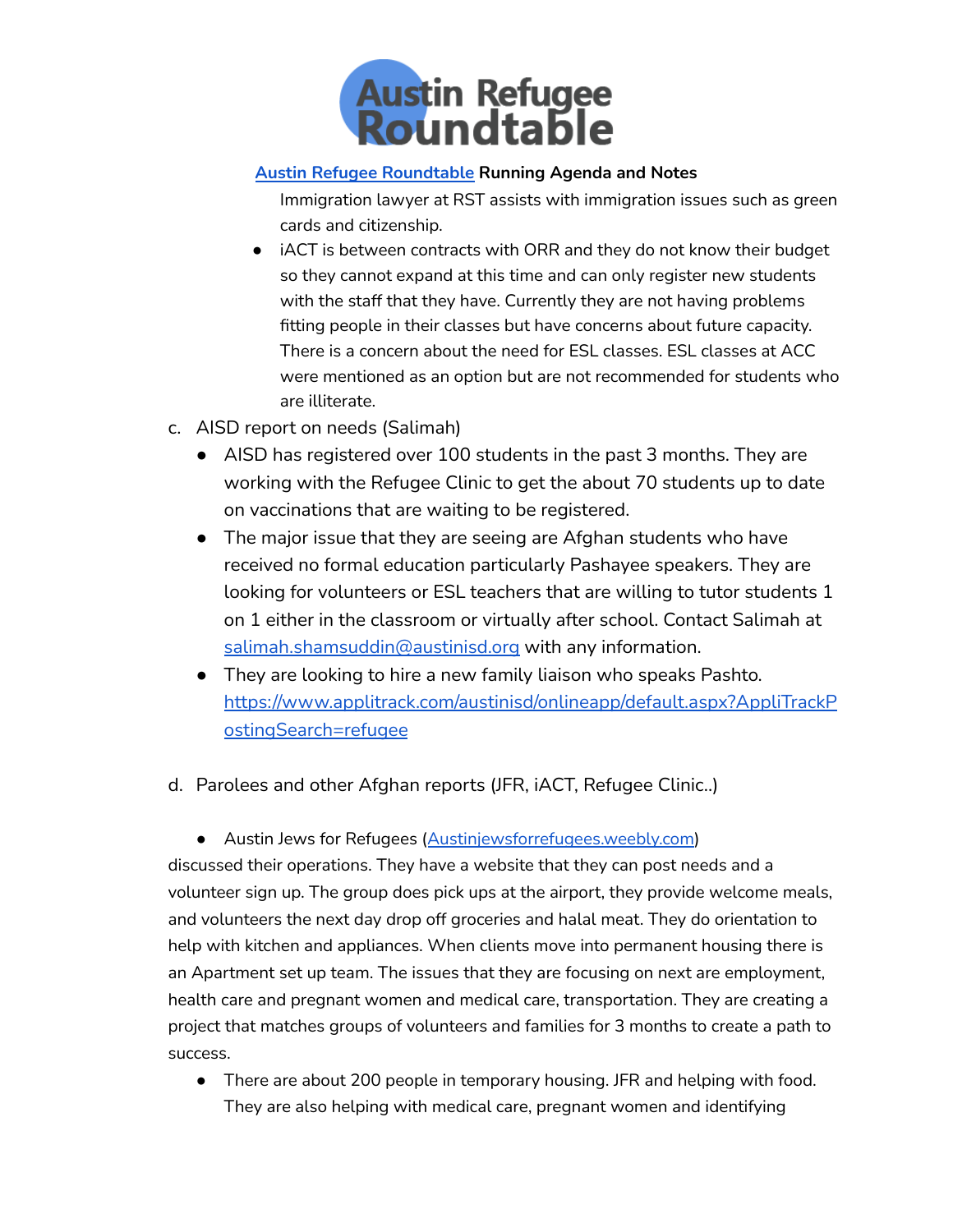Immigration lawyer at RST assists with immigration issues such as green cards and citizenship.

- iACT is between contracts with ORR and they do not know their budget so they cannot expand at this time and can only register new students with the staff that they have. Currently they are not having problems fitting people in their classes but have concerns about future capacity. There is a concern about the need for ESL classes. ESL classes at ACC were mentioned as an option but are not recommended for students who are illiterate.

c. AISD report on needs (Salimah)

- AISD has registered over 100 students in the past 3 months. They are working with the Refugee Clinic to get the about 70 students up to date on vaccinations that are waiting to be registered.
- The major issue that they are seeing are Afghan students who have received no formal education particularly Pashayee speakers. They are looking for volunteers or ESL teachers that are willing to tutor students 1 on 1 either in the classroom or virtually after school. Contact Salimah at salimah.shamsuddin@austinisd.org with any information.
- They are looking to hire a new family liaison who speaks Pashto. https://www.applitrack.com/austinisd/onlineapp/default.aspx?AppliTrackPostingSearch=refugee

d. Parolees and other Afghan reports (JFR, iACT, Refugee Clinic..)

- Austin Jews for Refugees (Austinjewsforrefugees.weebly.com)

discussed their operations. They have a website that they can post needs and a volunteer sign up. The group does pick ups at the airport, they provide welcome meals, and volunteers the next day drop off groceries and halal meat. They do orientation to help with kitchen and appliances. When clients move into permanent housing there is an Apartment set up team. The issues that they are focusing on next are employment, health care and pregnant women and medical care, transportation. They are creating a project that matches groups of volunteers and families for 3 months to create a path to success.

- There are about 200 people in temporary housing. JFR and helping with food. They are also helping with medical care, pregnant women and identifying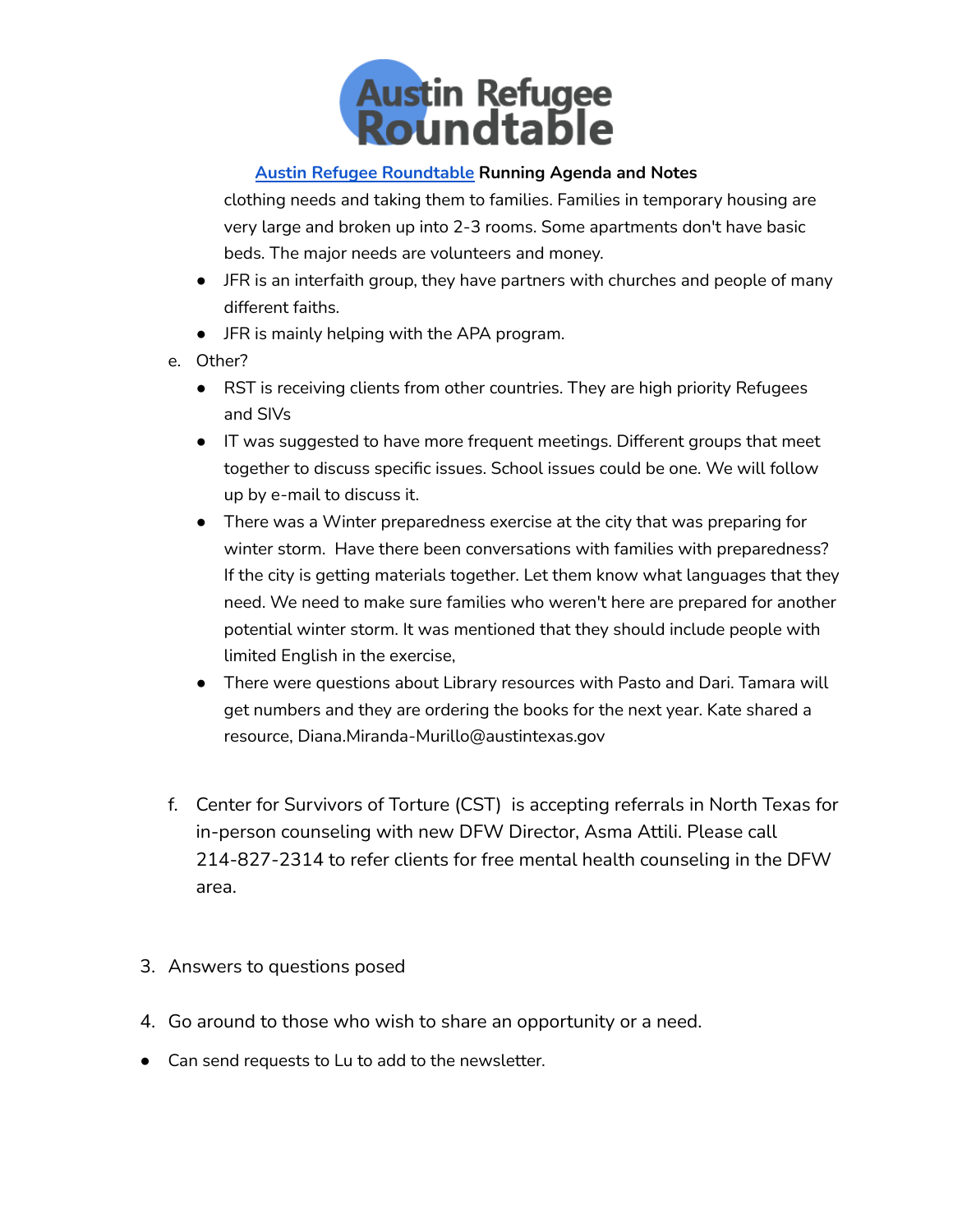clothing needs and taking them to families. Families in temporary housing are very large and broken up into 2-3 rooms. Some apartments don't have basic beds. The major needs are volunteers and money.

- JFR is an interfaith group, they have partners with churches and people of many different faiths.
- JFR is mainly helping with the APA program.

e. Other?

- RST is receiving clients from other countries. They are high priority Refugees and SIVs
- IT was suggested to have more frequent meetings. Different groups that meet together to discuss specific issues. School issues could be one. We will follow up by e-mail to discuss it.
- There was a Winter preparedness exercise at the city that was preparing for winter storm. Have there been conversations with families with preparedness? If the city is getting materials together. Let them know what languages that they need. We need to make sure families who weren't here are prepared for another potential winter storm. It was mentioned that they should include people with limited English in the exercise,
- There were questions about Library resources with Pasto and Dari. Tamara will get numbers and they are ordering the books for the next year. Kate shared a resource, Diana.Miranda-Murillo@austintexas.gov

f. Center for Survivors of Torture (CST) is accepting referrals in North Texas for in-person counseling with new DFW Director, Asma Attili. Please call 214-827-2314 to refer clients for free mental health counseling in the DFW area.

3. Answers to questions posed

4. Go around to those who wish to share an opportunity or a need.

- Can send requests to Lu to add to the newsletter.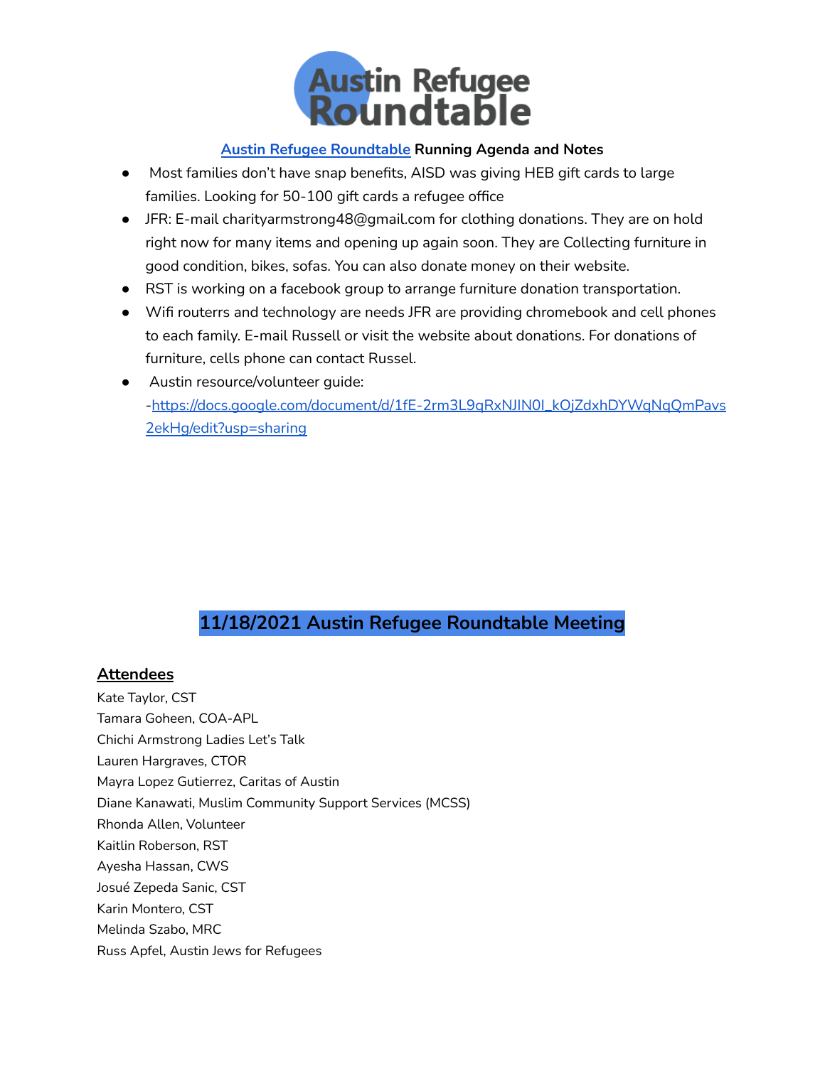# Austin Refugee Roundtable

**Austin Refugee Roundtable Running Agenda and Notes**

- Most families don't have snap benefits, AISD was giving HEB gift cards to large families. Looking for 50-100 gift cards a refugee office
- JFR: E-mail charityarmstrong48@gmail.com for clothing donations. They are on hold right now for many items and opening up again soon. They are Collecting furniture in good condition, bikes, sofas. You can also donate money on their website.
- RST is working on a facebook group to arrange furniture donation transportation.
- Wifi routerrs and technology are needs JFR are providing chromebook and cell phones to each family. E-mail Russell or visit the website about donations. For donations of furniture, cells phone can contact Russel.
- Austin resource/volunteer guide: -https://docs.google.com/document/d/1fE-2rm3L9qRxNJIN0I_kOjZdxhDYWqNqQmPavs2ekHg/edit?usp=sharing

## 11/18/2021 Austin Refugee Roundtable Meeting

### Attendees

Kate Taylor, CST
Tamara Goheen, COA-APL
Chichi Armstrong Ladies Let's Talk
Lauren Hargraves, CTOR
Mayra Lopez Gutierrez, Caritas of Austin
Diane Kanawati, Muslim Community Support Services (MCSS)
Rhonda Allen, Volunteer
Kaitlin Roberson, RST
Ayesha Hassan, CWS
Josué Zepeda Sanic, CST
Karin Montero, CST
Melinda Szabo, MRC
Russ Apfel, Austin Jews for Refugees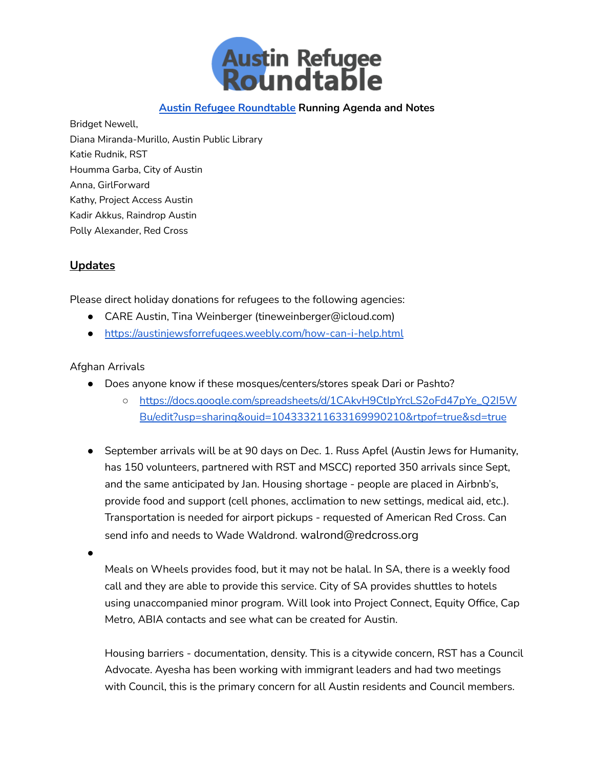# Austin Refugee Roundtable

**[Austin Refugee Roundtable](Austin Refugee Roundtable) Running Agenda and Notes**

Bridget Newell,
Diana Miranda-Murillo, Austin Public Library
Katie Rudnik, RST
Houmma Garba, City of Austin
Anna, GirlForward
Kathy, Project Access Austin
Kadir Akkus, Raindrop Austin
Polly Alexander, Red Cross

## Updates

Please direct holiday donations for refugees to the following agencies:

- CARE Austin, Tina Weinberger (tineweinberger@icloud.com)
- https://austinjewsforrefugees.weebly.com/how-can-i-help.html

Afghan Arrivals

- Does anyone know if these mosques/centers/stores speak Dari or Pashto?
  - https://docs.google.com/spreadsheets/d/1CAkvH9CtlpYrcLS2oFd47pYe_Q2I5WBu/edit?usp=sharing&ouid=104333211633169990210&rtpof=true&sd=true

- September arrivals will be at 90 days on Dec. 1. Russ Apfel (Austin Jews for Humanity, has 150 volunteers, partnered with RST and MSCC) reported 350 arrivals since Sept, and the same anticipated by Jan. Housing shortage - people are placed in Airbnb's, provide food and support (cell phones, acclimation to new settings, medical aid, etc.). Transportation is needed for airport pickups - requested of American Red Cross. Can send info and needs to Wade Waldrond. walrond@redcross.org
- Meals on Wheels provides food, but it may not be halal. In SA, there is a weekly food call and they are able to provide this service. City of SA provides shuttles to hotels using unaccompanied minor program. Will look into Project Connect, Equity Office, Cap Metro, ABIA contacts and see what can be created for Austin.

  Housing barriers - documentation, density. This is a citywide concern, RST has a Council Advocate. Ayesha has been working with immigrant leaders and had two meetings with Council, this is the primary concern for all Austin residents and Council members.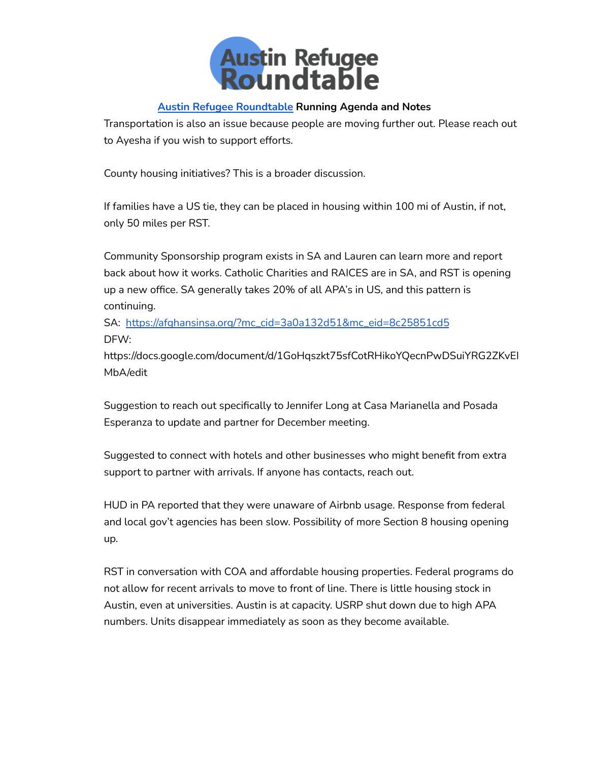**[Austin Refugee Roundtable](#) Running Agenda and Notes**

Transportation is also an issue because people are moving further out. Please reach out to Ayesha if you wish to support efforts.

County housing initiatives? This is a broader discussion.

If families have a US tie, they can be placed in housing within 100 mi of Austin, if not, only 50 miles per RST.

Community Sponsorship program exists in SA and Lauren can learn more and report back about how it works. Catholic Charities and RAICES are in SA, and RST is opening up a new office. SA generally takes 20% of all APA's in US, and this pattern is continuing.

SA: [https://afghansinsa.org/?mc_cid=3a0a132d51&mc_eid=8c25851cd5](https://afghansinsa.org/?mc_cid=3a0a132d51&mc_eid=8c25851cd5)

DFW:
https://docs.google.com/document/d/1GoHqszkt75sfCotRHikoYQecnPwDSuiYRG2ZKvEIMbA/edit

Suggestion to reach out specifically to Jennifer Long at Casa Marianella and Posada Esperanza to update and partner for December meeting.

Suggested to connect with hotels and other businesses who might benefit from extra support to partner with arrivals. If anyone has contacts, reach out.

HUD in PA reported that they were unaware of Airbnb usage. Response from federal and local gov't agencies has been slow. Possibility of more Section 8 housing opening up.

RST in conversation with COA and affordable housing properties. Federal programs do not allow for recent arrivals to move to front of line. There is little housing stock in Austin, even at universities. Austin is at capacity. USRP shut down due to high APA numbers. Units disappear immediately as soon as they become available.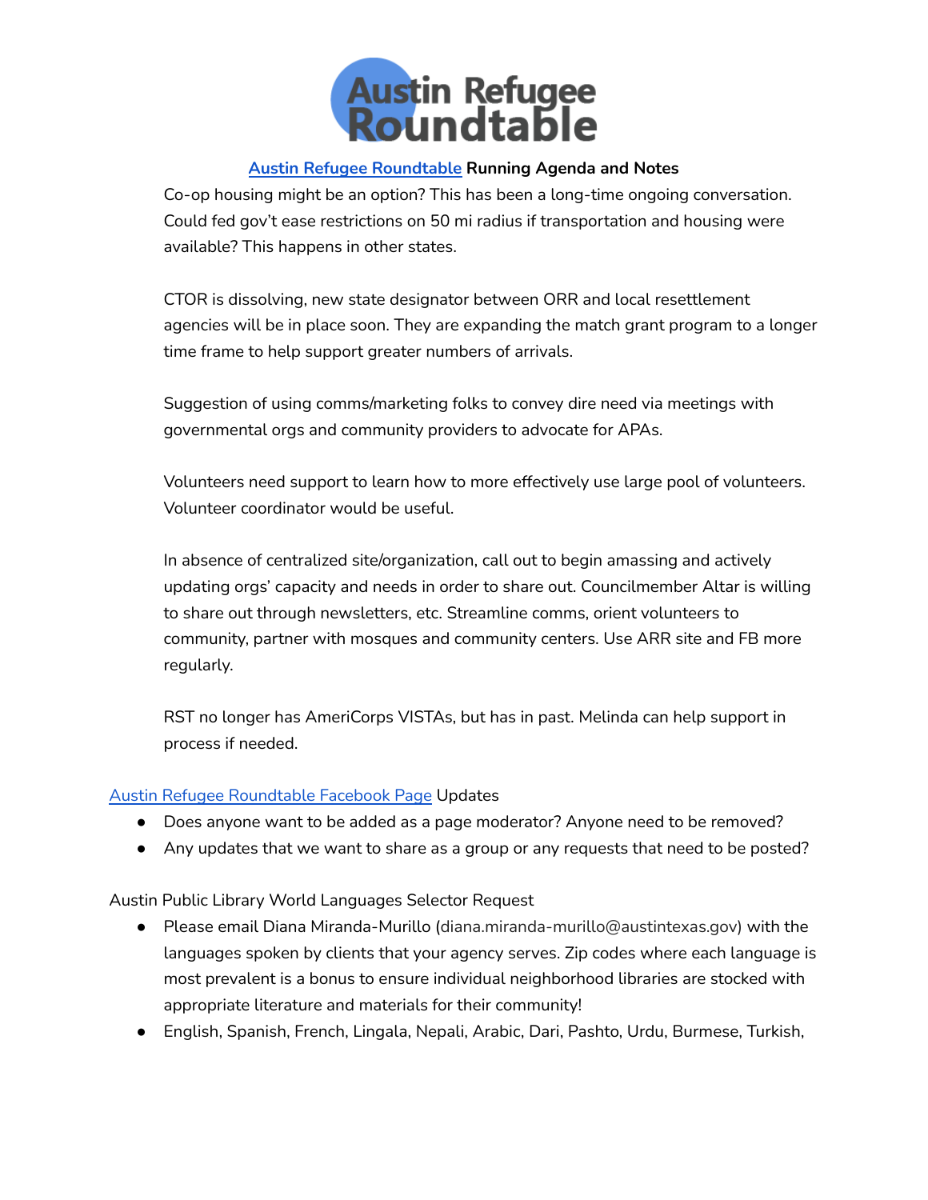**[Austin Refugee Roundtable](#) Running Agenda and Notes**

Co-op housing might be an option? This has been a long-time ongoing conversation. Could fed gov't ease restrictions on 50 mi radius if transportation and housing were available? This happens in other states.

CTOR is dissolving, new state designator between ORR and local resettlement agencies will be in place soon. They are expanding the match grant program to a longer time frame to help support greater numbers of arrivals.

Suggestion of using comms/marketing folks to convey dire need via meetings with governmental orgs and community providers to advocate for APAs.

Volunteers need support to learn how to more effectively use large pool of volunteers. Volunteer coordinator would be useful.

In absence of centralized site/organization, call out to begin amassing and actively updating orgs' capacity and needs in order to share out. Councilmember Altar is willing to share out through newsletters, etc. Streamline comms, orient volunteers to community, partner with mosques and community centers. Use ARR site and FB more regularly.

RST no longer has AmeriCorps VISTAs, but has in past. Melinda can help support in process if needed.

[Austin Refugee Roundtable Facebook Page](#) Updates

- Does anyone want to be added as a page moderator? Anyone need to be removed?
- Any updates that we want to share as a group or any requests that need to be posted?

Austin Public Library World Languages Selector Request

- Please email Diana Miranda-Murillo (diana.miranda-murillo@austintexas.gov) with the languages spoken by clients that your agency serves. Zip codes where each language is most prevalent is a bonus to ensure individual neighborhood libraries are stocked with appropriate literature and materials for their community!
- English, Spanish, French, Lingala, Nepali, Arabic, Dari, Pashto, Urdu, Burmese, Turkish,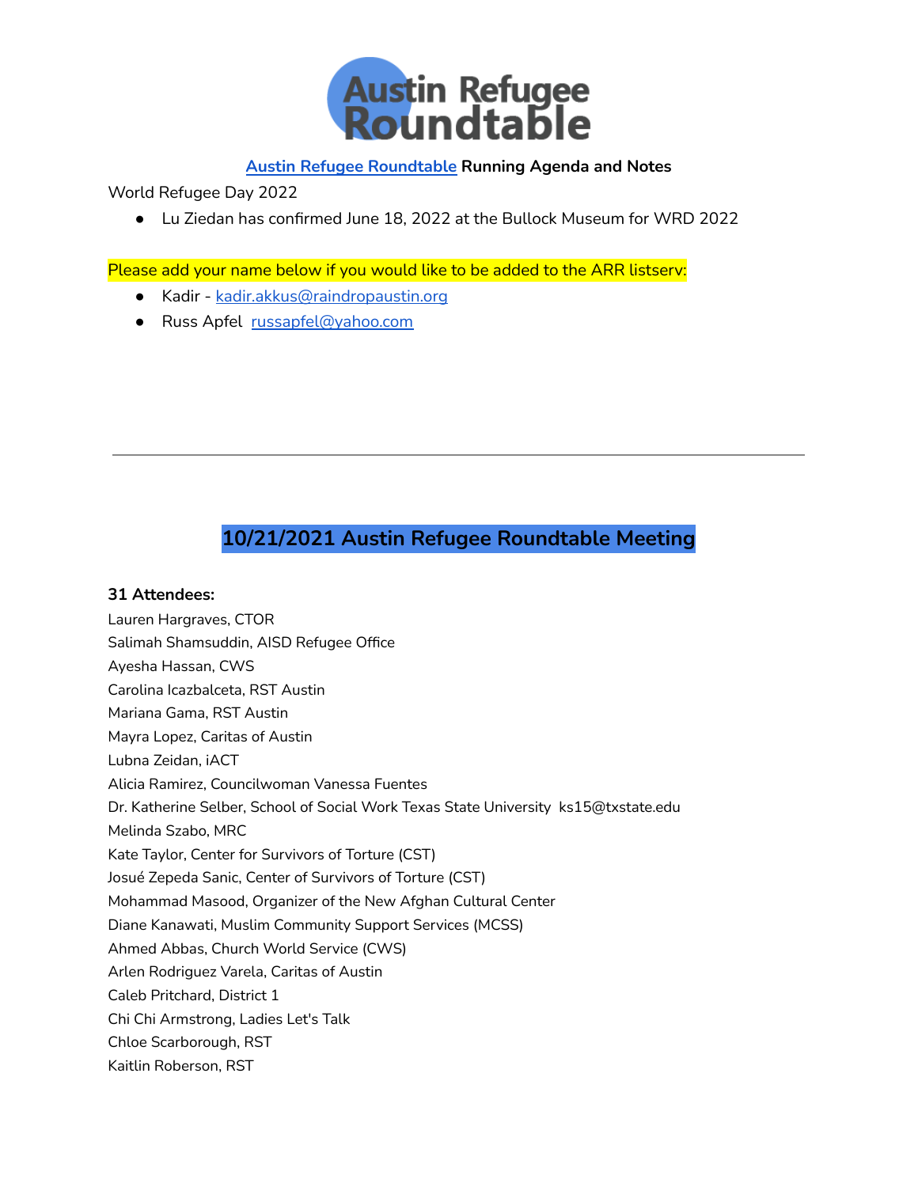# Austin Refugee Roundtable

**Austin Refugee Roundtable Running Agenda and Notes**

World Refugee Day 2022

- Lu Ziedan has confirmed June 18, 2022 at the Bullock Museum for WRD 2022

Please add your name below if you would like to be added to the ARR listserv:

- Kadir - kadir.akkus@raindropaustin.org
- Russ Apfel russapfel@yahoo.com

---

## 10/21/2021 Austin Refugee Roundtable Meeting

**31 Attendees:**

Lauren Hargraves, CTOR
Salimah Shamsuddin, AISD Refugee Office
Ayesha Hassan, CWS
Carolina Icazbalceta, RST Austin
Mariana Gama, RST Austin
Mayra Lopez, Caritas of Austin
Lubna Zeidan, iACT
Alicia Ramirez, Councilwoman Vanessa Fuentes
Dr. Katherine Selber, School of Social Work Texas State University ks15@txstate.edu
Melinda Szabo, MRC
Kate Taylor, Center for Survivors of Torture (CST)
Josué Zepeda Sanic, Center of Survivors of Torture (CST)
Mohammad Masood, Organizer of the New Afghan Cultural Center
Diane Kanawati, Muslim Community Support Services (MCSS)
Ahmed Abbas, Church World Service (CWS)
Arlen Rodriguez Varela, Caritas of Austin
Caleb Pritchard, District 1
Chi Chi Armstrong, Ladies Let's Talk
Chloe Scarborough, RST
Kaitlin Roberson, RST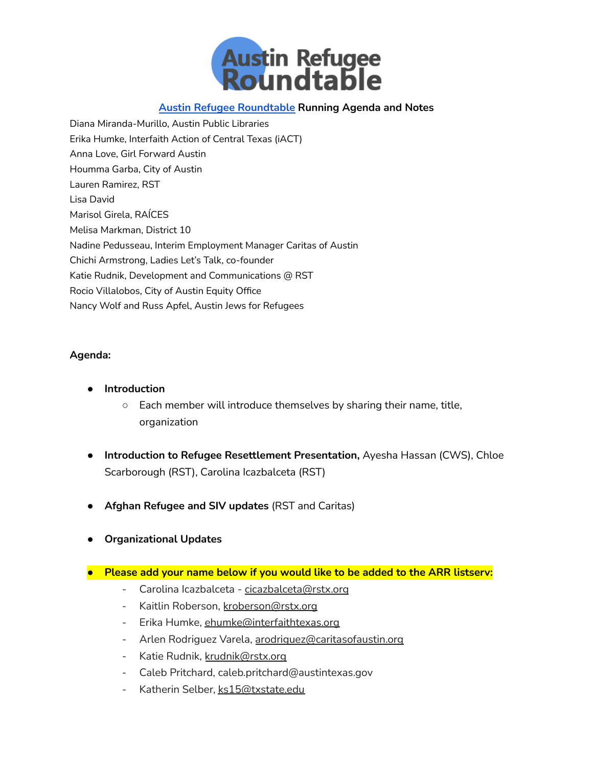# Austin Refugee Roundtable

**[Austin Refugee Roundtable](#) Running Agenda and Notes**

Diana Miranda-Murillo, Austin Public Libraries
Erika Humke, Interfaith Action of Central Texas (iACT)
Anna Love, Girl Forward Austin
Houmma Garba, City of Austin
Lauren Ramirez, RST
Lisa David
Marisol Girela, RAÍCES
Melisa Markman, District 10
Nadine Pedusseau, Interim Employment Manager Caritas of Austin
Chichi Armstrong, Ladies Let's Talk, co-founder
Katie Rudnik, Development and Communications @ RST
Rocio Villalobos, City of Austin Equity Office
Nancy Wolf and Russ Apfel, Austin Jews for Refugees

**Agenda:**

- **Introduction**
    - Each member will introduce themselves by sharing their name, title, organization
- **Introduction to Refugee Resettlement Presentation,** Ayesha Hassan (CWS), Chloe Scarborough (RST), Carolina Icazbalceta (RST)
- **Afghan Refugee and SIV updates** (RST and Caritas)
- **Organizational Updates**
- **Please add your name below if you would like to be added to the ARR listserv:**
    - Carolina Icazbalceta - cicazbalceta@rstx.org
    - Kaitlin Roberson, kroberson@rstx.org
    - Erika Humke, ehumke@interfaithtexas.org
    - Arlen Rodriguez Varela, arodriguez@caritasofaustin.org
    - Katie Rudnik, krudnik@rstx.org
    - Caleb Pritchard, caleb.pritchard@austintexas.gov
    - Katherin Selber, ks15@txstate.edu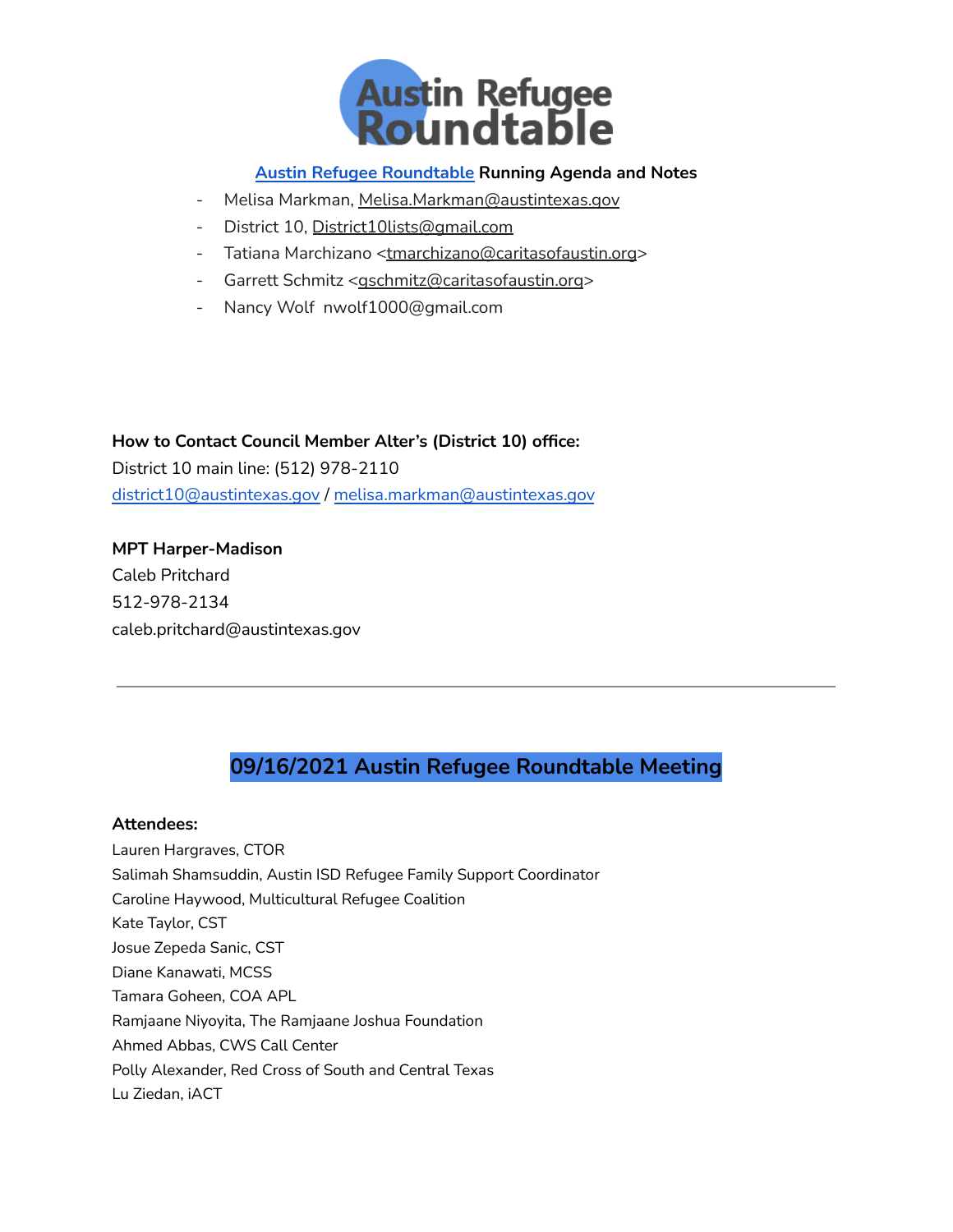Austin Refugee Roundtable

**Austin Refugee Roundtable Running Agenda and Notes**

- Melisa Markman, Melisa.Markman@austintexas.gov
- District 10, District10lists@gmail.com
- Tatiana Marchizano <tmarchizano@caritasofaustin.org>
- Garrett Schmitz <gschmitz@caritasofaustin.org>
- Nancy Wolf nwolf1000@gmail.com

**How to Contact Council Member Alter's (District 10) office:**
District 10 main line: (512) 978-2110
district10@austintexas.gov / melisa.markman@austintexas.gov

**MPT Harper-Madison**
Caleb Pritchard
512-978-2134
caleb.pritchard@austintexas.gov

---

## 09/16/2021 Austin Refugee Roundtable Meeting

**Attendees:**
Lauren Hargraves, CTOR
Salimah Shamsuddin, Austin ISD Refugee Family Support Coordinator
Caroline Haywood, Multicultural Refugee Coalition
Kate Taylor, CST
Josue Zepeda Sanic, CST
Diane Kanawati, MCSS
Tamara Goheen, COA APL
Ramjaane Niyoyita, The Ramjaane Joshua Foundation
Ahmed Abbas, CWS Call Center
Polly Alexander, Red Cross of South and Central Texas
Lu Ziedan, iACT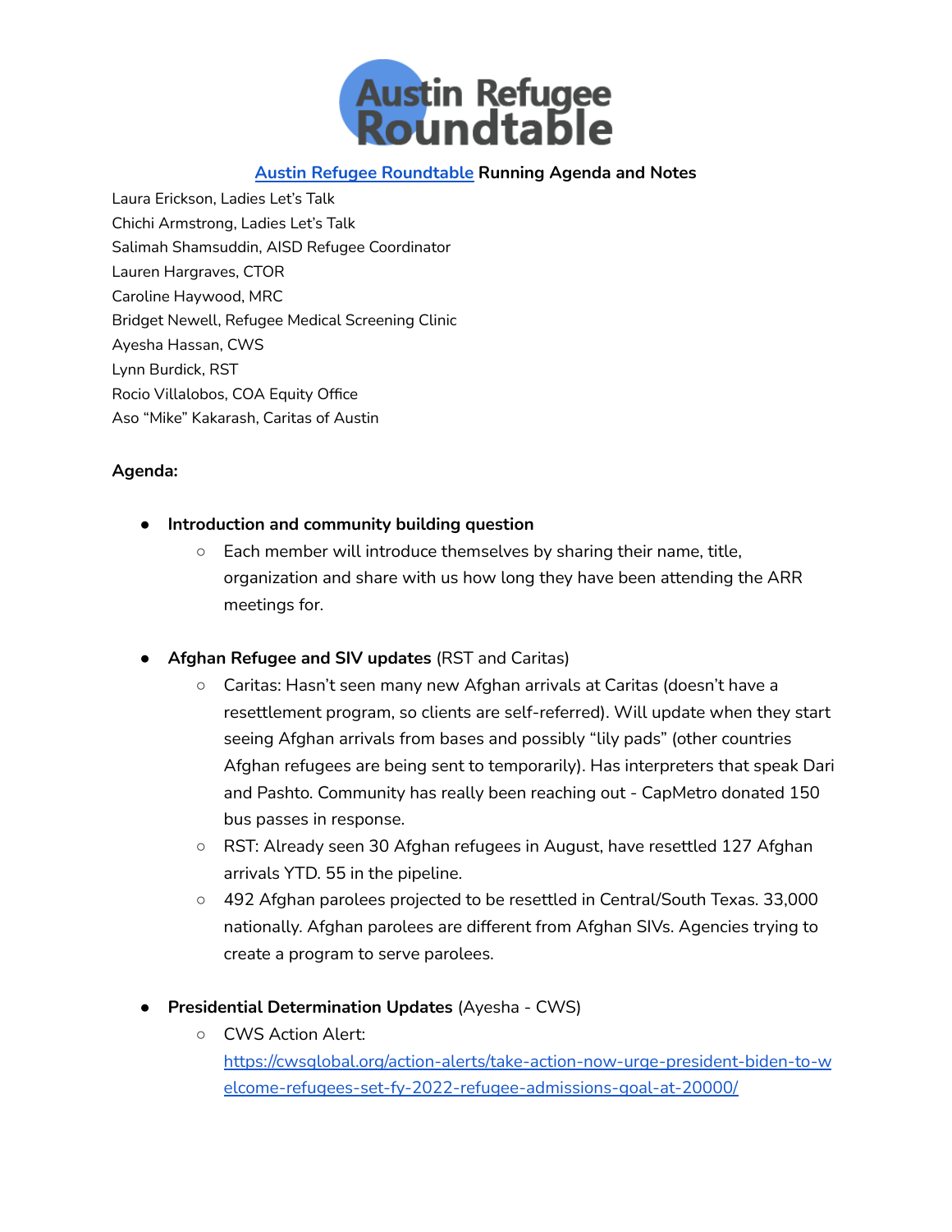[Austin Refugee Roundtable](#) **Running Agenda and Notes**

Laura Erickson, Ladies Let's Talk
Chichi Armstrong, Ladies Let's Talk
Salimah Shamsuddin, AISD Refugee Coordinator
Lauren Hargraves, CTOR
Caroline Haywood, MRC
Bridget Newell, Refugee Medical Screening Clinic
Ayesha Hassan, CWS
Lynn Burdick, RST
Rocio Villalobos, COA Equity Office
Aso "Mike" Kakarash, Caritas of Austin

**Agenda:**

- **Introduction and community building question**
  - Each member will introduce themselves by sharing their name, title, organization and share with us how long they have been attending the ARR meetings for.
- **Afghan Refugee and SIV updates** (RST and Caritas)
  - Caritas: Hasn't seen many new Afghan arrivals at Caritas (doesn't have a resettlement program, so clients are self-referred). Will update when they start seeing Afghan arrivals from bases and possibly "lily pads" (other countries Afghan refugees are being sent to temporarily). Has interpreters that speak Dari and Pashto. Community has really been reaching out - CapMetro donated 150 bus passes in response.
  - RST: Already seen 30 Afghan refugees in August, have resettled 127 Afghan arrivals YTD. 55 in the pipeline.
  - 492 Afghan parolees projected to be resettled in Central/South Texas. 33,000 nationally. Afghan parolees are different from Afghan SIVs. Agencies trying to create a program to serve parolees.
- **Presidential Determination Updates** (Ayesha - CWS)
  - CWS Action Alert: [https://cwsglobal.org/action-alerts/take-action-now-urge-president-biden-to-welcome-refugees-set-fy-2022-refugee-admissions-goal-at-20000/](https://cwsglobal.org/action-alerts/take-action-now-urge-president-biden-to-welcome-refugees-set-fy-2022-refugee-admissions-goal-at-20000/)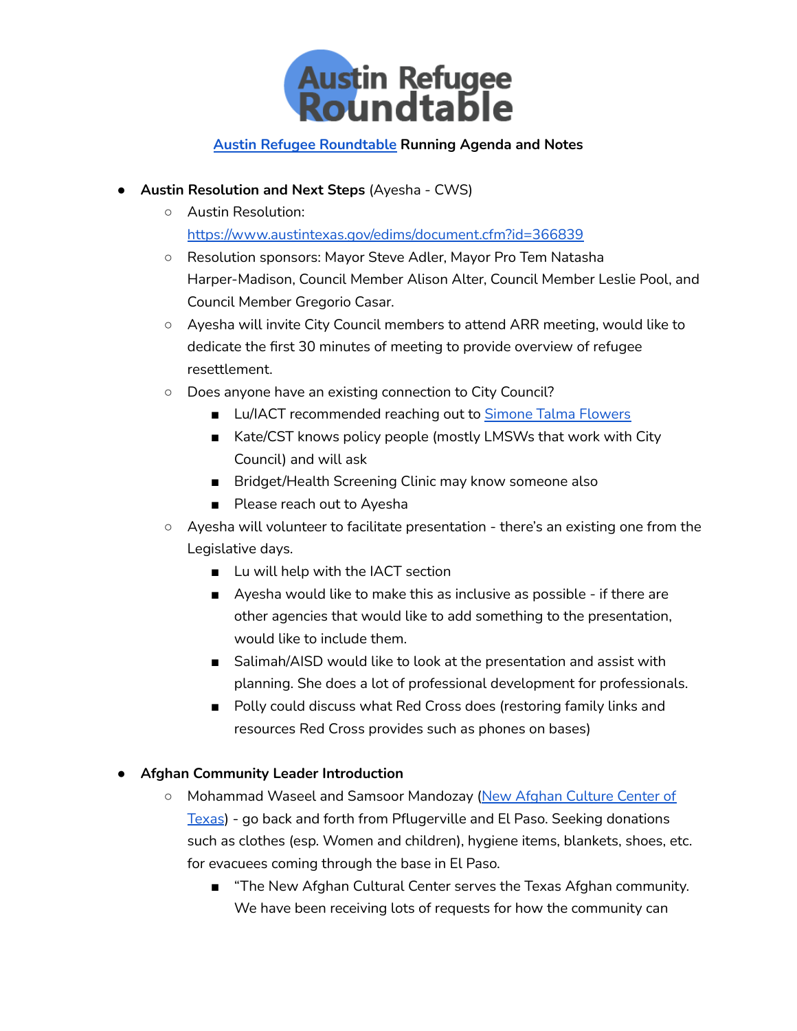# Austin Refugee Roundtable

[Austin Refugee Roundtable](#) **Running Agenda and Notes**

- **Austin Resolution and Next Steps** (Ayesha - CWS)
  - Austin Resolution: https://www.austintexas.gov/edims/document.cfm?id=366839
  - Resolution sponsors: Mayor Steve Adler, Mayor Pro Tem Natasha Harper-Madison, Council Member Alison Alter, Council Member Leslie Pool, and Council Member Gregorio Casar.
  - Ayesha will invite City Council members to attend ARR meeting, would like to dedicate the first 30 minutes of meeting to provide overview of refugee resettlement.
  - Does anyone have an existing connection to City Council?
    - Lu/IACT recommended reaching out to [Simone Talma Flowers](#)
    - Kate/CST knows policy people (mostly LMSWs that work with City Council) and will ask
    - Bridget/Health Screening Clinic may know someone also
    - Please reach out to Ayesha
  - Ayesha will volunteer to facilitate presentation - there's an existing one from the Legislative days.
    - Lu will help with the IACT section
    - Ayesha would like to make this as inclusive as possible - if there are other agencies that would like to add something to the presentation, would like to include them.
    - Salimah/AISD would like to look at the presentation and assist with planning. She does a lot of professional development for professionals.
    - Polly could discuss what Red Cross does (restoring family links and resources Red Cross provides such as phones on bases)

- **Afghan Community Leader Introduction**
  - Mohammad Waseel and Samsoor Mandozay ([New Afghan Culture Center of Texas](#)) - go back and forth from Pflugerville and El Paso. Seeking donations such as clothes (esp. Women and children), hygiene items, blankets, shoes, etc. for evacuees coming through the base in El Paso.
    - "The New Afghan Cultural Center serves the Texas Afghan community. We have been receiving lots of requests for how the community can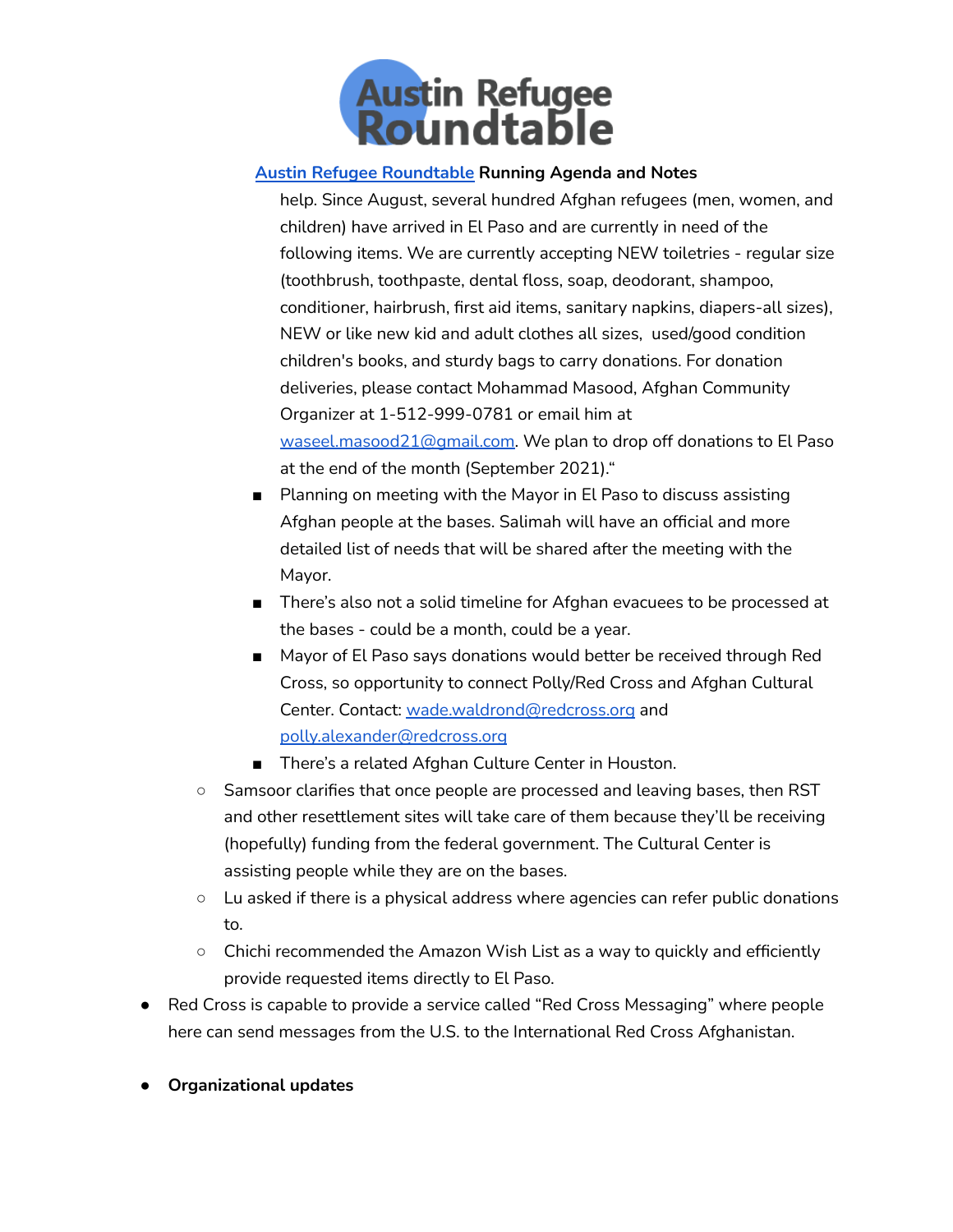[Austin Refugee Roundtable](#) **Running Agenda and Notes**

help. Since August, several hundred Afghan refugees (men, women, and children) have arrived in El Paso and are currently in need of the following items. We are currently accepting NEW toiletries - regular size (toothbrush, toothpaste, dental floss, soap, deodorant, shampoo, conditioner, hairbrush, first aid items, sanitary napkins, diapers-all sizes), NEW or like new kid and adult clothes all sizes, used/good condition children's books, and sturdy bags to carry donations. For donation deliveries, please contact Mohammad Masood, Afghan Community Organizer at 1-512-999-0781 or email him at waseel.masood21@gmail.com. We plan to drop off donations to El Paso at the end of the month (September 2021)."

        - Planning on meeting with the Mayor in El Paso to discuss assisting Afghan people at the bases. Salimah will have an official and more detailed list of needs that will be shared after the meeting with the Mayor.
        - There's also not a solid timeline for Afghan evacuees to be processed at the bases - could be a month, could be a year.
        - Mayor of El Paso says donations would better be received through Red Cross, so opportunity to connect Polly/Red Cross and Afghan Cultural Center. Contact: wade.waldrond@redcross.org and polly.alexander@redcross.org
        - There's a related Afghan Culture Center in Houston.
    - Samsoor clarifies that once people are processed and leaving bases, then RST and other resettlement sites will take care of them because they'll be receiving (hopefully) funding from the federal government. The Cultural Center is assisting people while they are on the bases.
    - Lu asked if there is a physical address where agencies can refer public donations to.
    - Chichi recommended the Amazon Wish List as a way to quickly and efficiently provide requested items directly to El Paso.
- Red Cross is capable to provide a service called "Red Cross Messaging" where people here can send messages from the U.S. to the International Red Cross Afghanistan.

- **Organizational updates**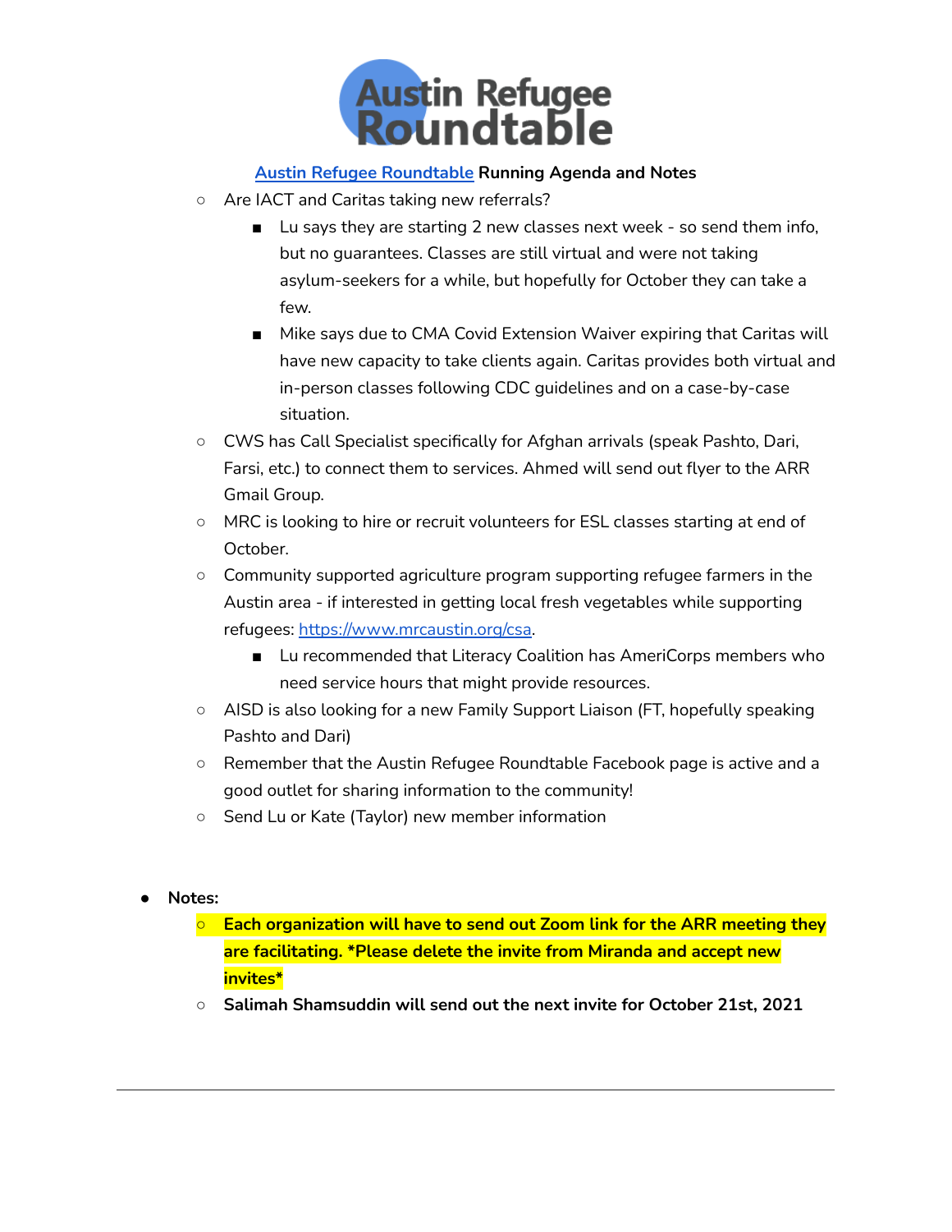Austin Refugee Roundtable

[Austin Refugee Roundtable](#) **Running Agenda and Notes**

- Are IACT and Caritas taking new referrals?
    - Lu says they are starting 2 new classes next week - so send them info, but no guarantees. Classes are still virtual and were not taking asylum-seekers for a while, but hopefully for October they can take a few.
    - Mike says due to CMA Covid Extension Waiver expiring that Caritas will have new capacity to take clients again. Caritas provides both virtual and in-person classes following CDC guidelines and on a case-by-case situation.
- CWS has Call Specialist specifically for Afghan arrivals (speak Pashto, Dari, Farsi, etc.) to connect them to services. Ahmed will send out flyer to the ARR Gmail Group.
- MRC is looking to hire or recruit volunteers for ESL classes starting at end of October.
- Community supported agriculture program supporting refugee farmers in the Austin area - if interested in getting local fresh vegetables while supporting refugees: [https://www.mrcaustin.org/csa](https://www.mrcaustin.org/csa).
    - Lu recommended that Literacy Coalition has AmeriCorps members who need service hours that might provide resources.
- AISD is also looking for a new Family Support Liaison (FT, hopefully speaking Pashto and Dari)
- Remember that the Austin Refugee Roundtable Facebook page is active and a good outlet for sharing information to the community!
- Send Lu or Kate (Taylor) new member information

- **Notes:**
    - **Each organization will have to send out Zoom link for the ARR meeting they are facilitating. *Please delete the invite from Miranda and accept new invites***
    - **Salimah Shamsuddin will send out the next invite for October 21st, 2021**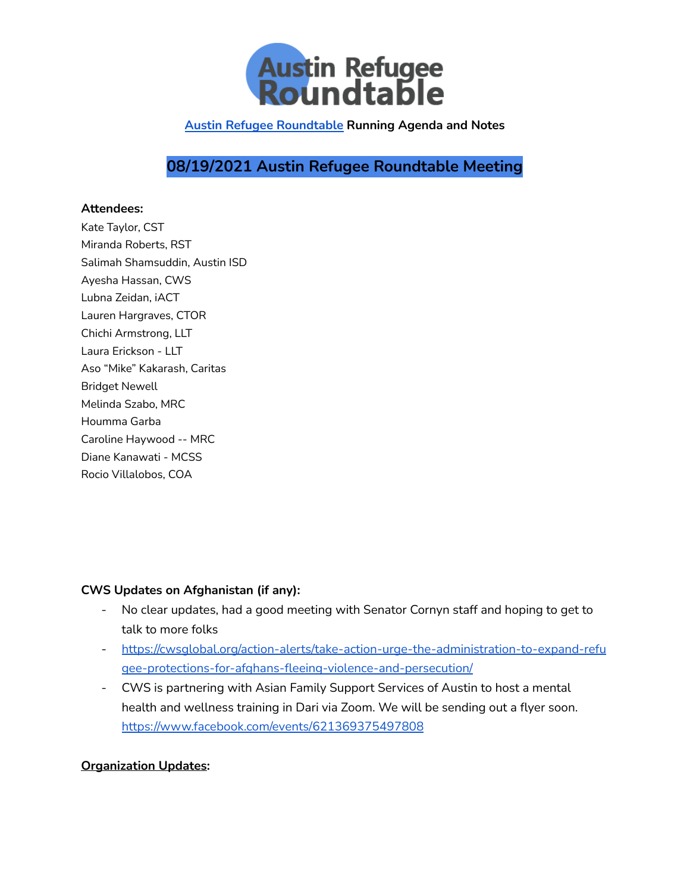[Austin Refugee Roundtable](#) **Running Agenda and Notes**

## 08/19/2021 Austin Refugee Roundtable Meeting

**Attendees:**

Kate Taylor, CST
Miranda Roberts, RST
Salimah Shamsuddin, Austin ISD
Ayesha Hassan, CWS
Lubna Zeidan, iACT
Lauren Hargraves, CTOR
Chichi Armstrong, LLT
Laura Erickson - LLT
Aso "Mike" Kakarash, Caritas
Bridget Newell
Melinda Szabo, MRC
Houmma Garba
Caroline Haywood -- MRC
Diane Kanawati - MCSS
Rocio Villalobos, COA

**CWS Updates on Afghanistan (if any):**

- No clear updates, had a good meeting with Senator Cornyn staff and hoping to get to talk to more folks
- https://cwsglobal.org/action-alerts/take-action-urge-the-administration-to-expand-refugee-protections-for-afghans-fleeing-violence-and-persecution/
- CWS is partnering with Asian Family Support Services of Austin to host a mental health and wellness training in Dari via Zoom. We will be sending out a flyer soon. https://www.facebook.com/events/621369375497808

**Organization Updates:**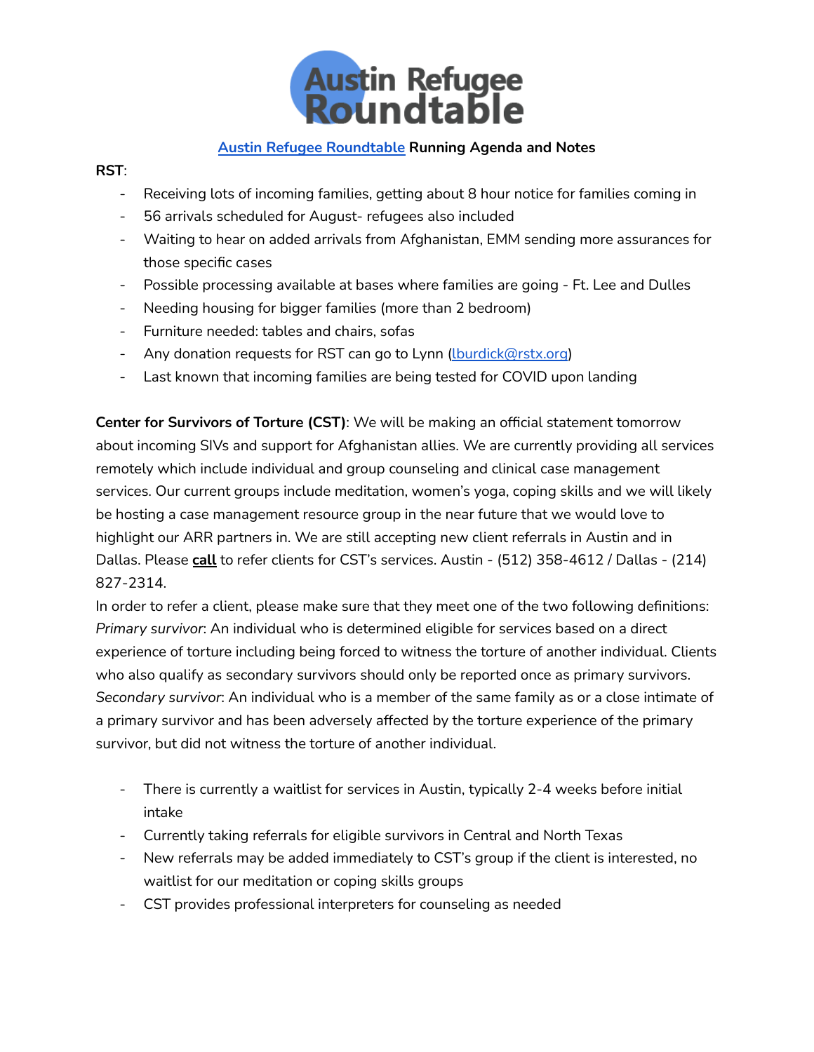# Austin Refugee Roundtable

**[Austin Refugee Roundtable](#) Running Agenda and Notes**

**RST**:

- Receiving lots of incoming families, getting about 8 hour notice for families coming in
- 56 arrivals scheduled for August- refugees also included
- Waiting to hear on added arrivals from Afghanistan, EMM sending more assurances for those specific cases
- Possible processing available at bases where families are going - Ft. Lee and Dulles
- Needing housing for bigger families (more than 2 bedroom)
- Furniture needed: tables and chairs, sofas
- Any donation requests for RST can go to Lynn ([lburdick@rstx.org](mailto:lburdick@rstx.org))
- Last known that incoming families are being tested for COVID upon landing

**Center for Survivors of Torture (CST)**: We will be making an official statement tomorrow about incoming SIVs and support for Afghanistan allies. We are currently providing all services remotely which include individual and group counseling and clinical case management services. Our current groups include meditation, women's yoga, coping skills and we will likely be hosting a case management resource group in the near future that we would love to highlight our ARR partners in. We are still accepting new client referrals in Austin and in Dallas. Please **call** to refer clients for CST's services. Austin - (512) 358-4612 / Dallas - (214) 827-2314.

In order to refer a client, please make sure that they meet one of the two following definitions:

*Primary survivor*: An individual who is determined eligible for services based on a direct experience of torture including being forced to witness the torture of another individual. Clients who also qualify as secondary survivors should only be reported once as primary survivors.

*Secondary survivor*: An individual who is a member of the same family as or a close intimate of a primary survivor and has been adversely affected by the torture experience of the primary survivor, but did not witness the torture of another individual.

- There is currently a waitlist for services in Austin, typically 2-4 weeks before initial intake
- Currently taking referrals for eligible survivors in Central and North Texas
- New referrals may be added immediately to CST's group if the client is interested, no waitlist for our meditation or coping skills groups
- CST provides professional interpreters for counseling as needed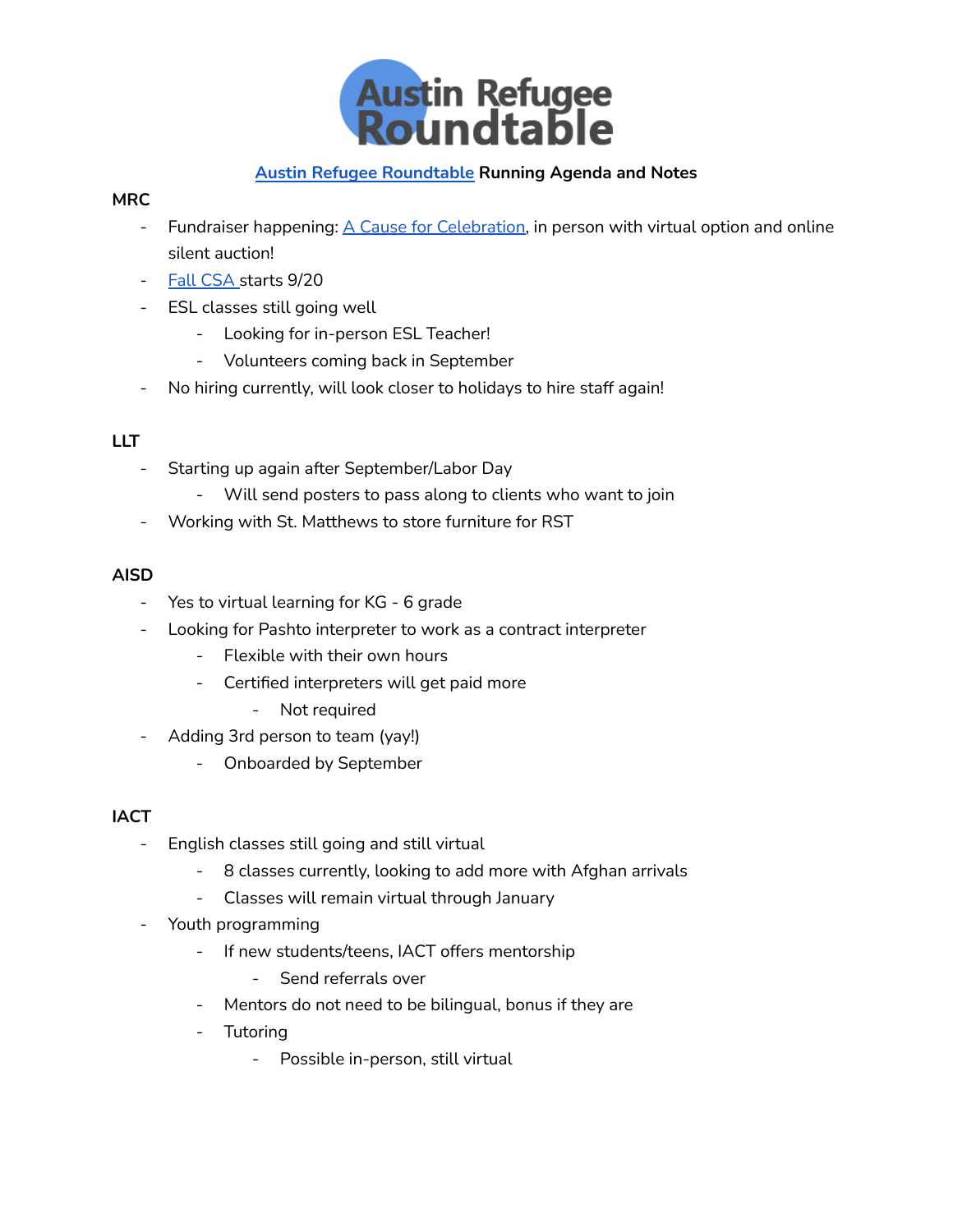# Austin Refugee Roundtable

**Austin Refugee Roundtable Running Agenda and Notes**

**MRC**

- Fundraiser happening: A Cause for Celebration, in person with virtual option and online silent auction!
- Fall CSA starts 9/20
- ESL classes still going well
  - Looking for in-person ESL Teacher!
  - Volunteers coming back in September
- No hiring currently, will look closer to holidays to hire staff again!

**LLT**

- Starting up again after September/Labor Day
  - Will send posters to pass along to clients who want to join
- Working with St. Matthews to store furniture for RST

**AISD**

- Yes to virtual learning for KG - 6 grade
- Looking for Pashto interpreter to work as a contract interpreter
  - Flexible with their own hours
  - Certified interpreters will get paid more
    - Not required
- Adding 3rd person to team (yay!)
  - Onboarded by September

**IACT**

- English classes still going and still virtual
  - 8 classes currently, looking to add more with Afghan arrivals
  - Classes will remain virtual through January
- Youth programming
  - If new students/teens, IACT offers mentorship
    - Send referrals over
  - Mentors do not need to be bilingual, bonus if they are
  - Tutoring
    - Possible in-person, still virtual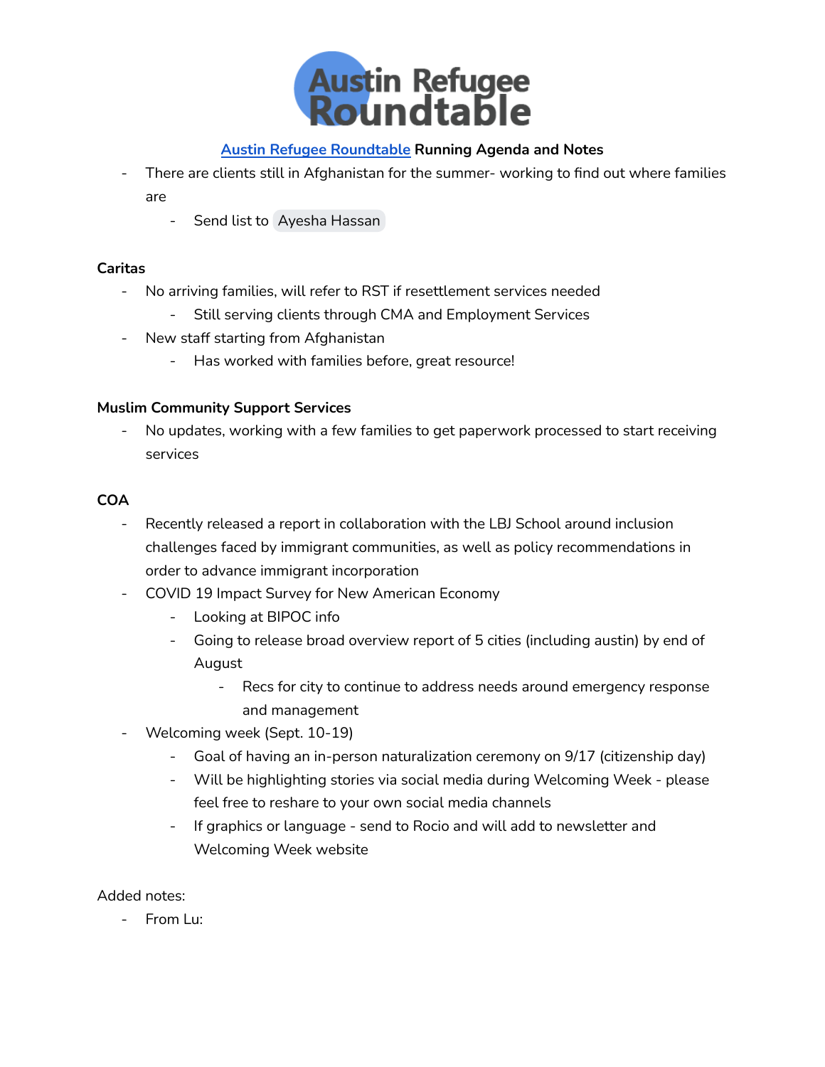Austin Refugee Roundtable

[Austin Refugee Roundtable](#) **Running Agenda and Notes**

- There are clients still in Afghanistan for the summer- working to find out where families are
    - Send list to Ayesha Hassan

**Caritas**

- No arriving families, will refer to RST if resettlement services needed
    - Still serving clients through CMA and Employment Services
- New staff starting from Afghanistan
    - Has worked with families before, great resource!

**Muslim Community Support Services**

- No updates, working with a few families to get paperwork processed to start receiving services

**COA**

- Recently released a report in collaboration with the LBJ School around inclusion challenges faced by immigrant communities, as well as policy recommendations in order to advance immigrant incorporation
- COVID 19 Impact Survey for New American Economy
    - Looking at BIPOC info
    - Going to release broad overview report of 5 cities (including austin) by end of August
        - Recs for city to continue to address needs around emergency response and management
- Welcoming week (Sept. 10-19)
    - Goal of having an in-person naturalization ceremony on 9/17 (citizenship day)
    - Will be highlighting stories via social media during Welcoming Week - please feel free to reshare to your own social media channels
    - If graphics or language - send to Rocio and will add to newsletter and Welcoming Week website

Added notes:

- From Lu: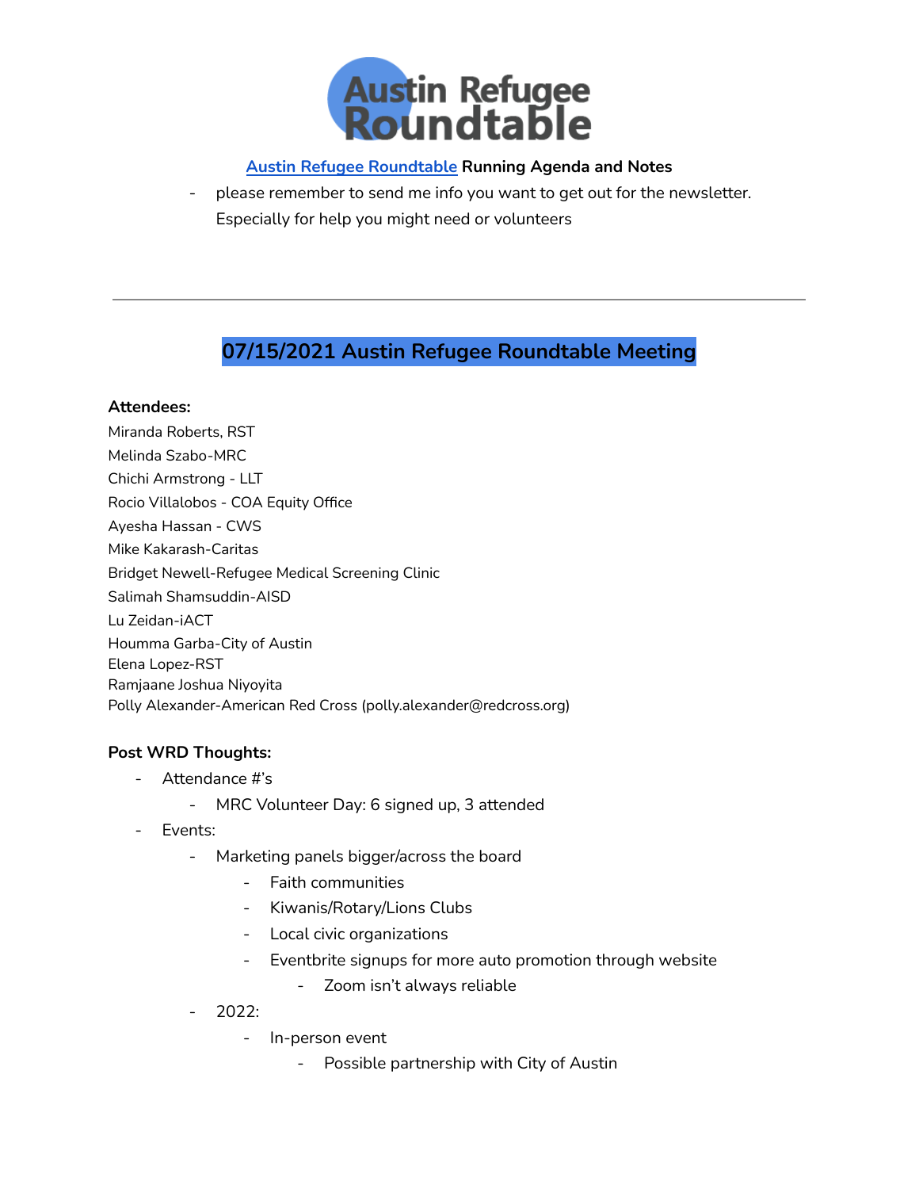# Austin Refugee Roundtable

**Austin Refugee Roundtable Running Agenda and Notes**

- please remember to send me info you want to get out for the newsletter. Especially for help you might need or volunteers

---

## 07/15/2021 Austin Refugee Roundtable Meeting

**Attendees:**

Miranda Roberts, RST
Melinda Szabo-MRC
Chichi Armstrong - LLT
Rocio Villalobos - COA Equity Office
Ayesha Hassan - CWS
Mike Kakarash-Caritas
Bridget Newell-Refugee Medical Screening Clinic
Salimah Shamsuddin-AISD
Lu Zeidan-iACT
Houmma Garba-City of Austin
Elena Lopez-RST
Ramjaane Joshua Niyoyita
Polly Alexander-American Red Cross (polly.alexander@redcross.org)

**Post WRD Thoughts:**

- Attendance #'s
  - MRC Volunteer Day: 6 signed up, 3 attended
- Events:
  - Marketing panels bigger/across the board
    - Faith communities
    - Kiwanis/Rotary/Lions Clubs
    - Local civic organizations
    - Eventbrite signups for more auto promotion through website
      - Zoom isn't always reliable
  - 2022:
    - In-person event
      - Possible partnership with City of Austin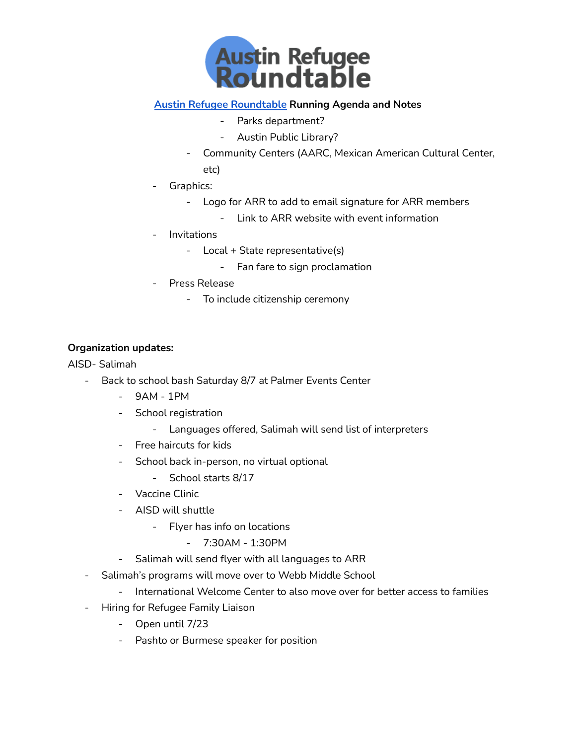Austin Refugee Roundtable

**Austin Refugee Roundtable Running Agenda and Notes**

        - Parks department?
        - Austin Public Library?
    - Community Centers (AARC, Mexican American Cultural Center, etc)
- Graphics:
    - Logo for ARR to add to email signature for ARR members
        - Link to ARR website with event information
- Invitations
    - Local + State representative(s)
        - Fan fare to sign proclamation
- Press Release
    - To include citizenship ceremony

**Organization updates:**

AISD- Salimah

- Back to school bash Saturday 8/7 at Palmer Events Center
    - 9AM - 1PM
    - School registration
        - Languages offered, Salimah will send list of interpreters
    - Free haircuts for kids
    - School back in-person, no virtual optional
        - School starts 8/17
    - Vaccine Clinic
    - AISD will shuttle
        - Flyer has info on locations
            - 7:30AM - 1:30PM
    - Salimah will send flyer with all languages to ARR
- Salimah's programs will move over to Webb Middle School
    - International Welcome Center to also move over for better access to families
- Hiring for Refugee Family Liaison
    - Open until 7/23
    - Pashto or Burmese speaker for position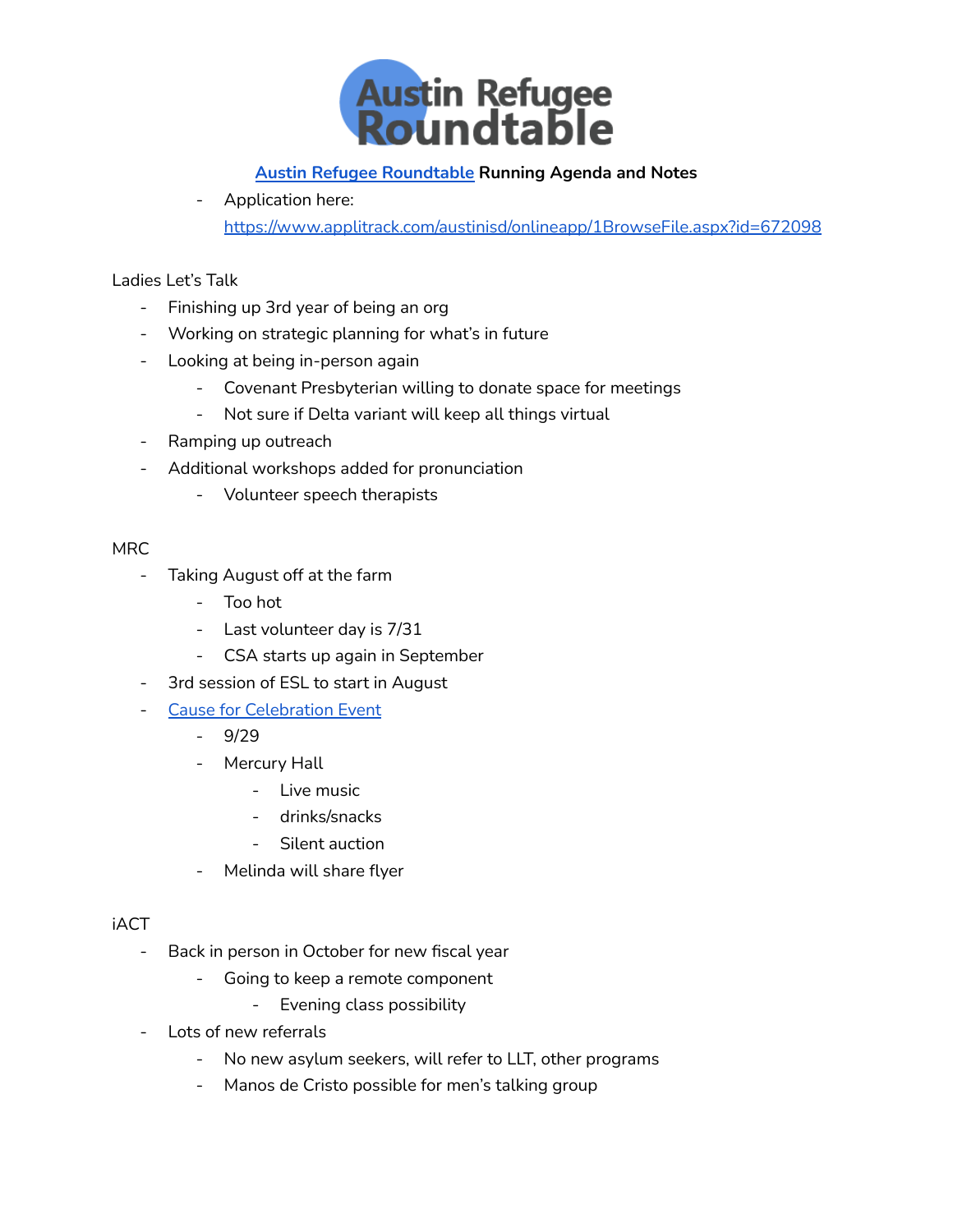Austin Refugee Roundtable

**[Austin Refugee Roundtable](#) Running Agenda and Notes**

- Application here: https://www.applitrack.com/austinisd/onlineapp/1BrowseFile.aspx?id=672098

Ladies Let's Talk

- Finishing up 3rd year of being an org
- Working on strategic planning for what's in future
- Looking at being in-person again
    - Covenant Presbyterian willing to donate space for meetings
    - Not sure if Delta variant will keep all things virtual
- Ramping up outreach
- Additional workshops added for pronunciation
    - Volunteer speech therapists

MRC

- Taking August off at the farm
    - Too hot
    - Last volunteer day is 7/31
    - CSA starts up again in September
- 3rd session of ESL to start in August
- Cause for Celebration Event
    - 9/29
    - Mercury Hall
        - Live music
        - drinks/snacks
        - Silent auction
    - Melinda will share flyer

iACT

- Back in person in October for new fiscal year
    - Going to keep a remote component
        - Evening class possibility
- Lots of new referrals
    - No new asylum seekers, will refer to LLT, other programs
    - Manos de Cristo possible for men's talking group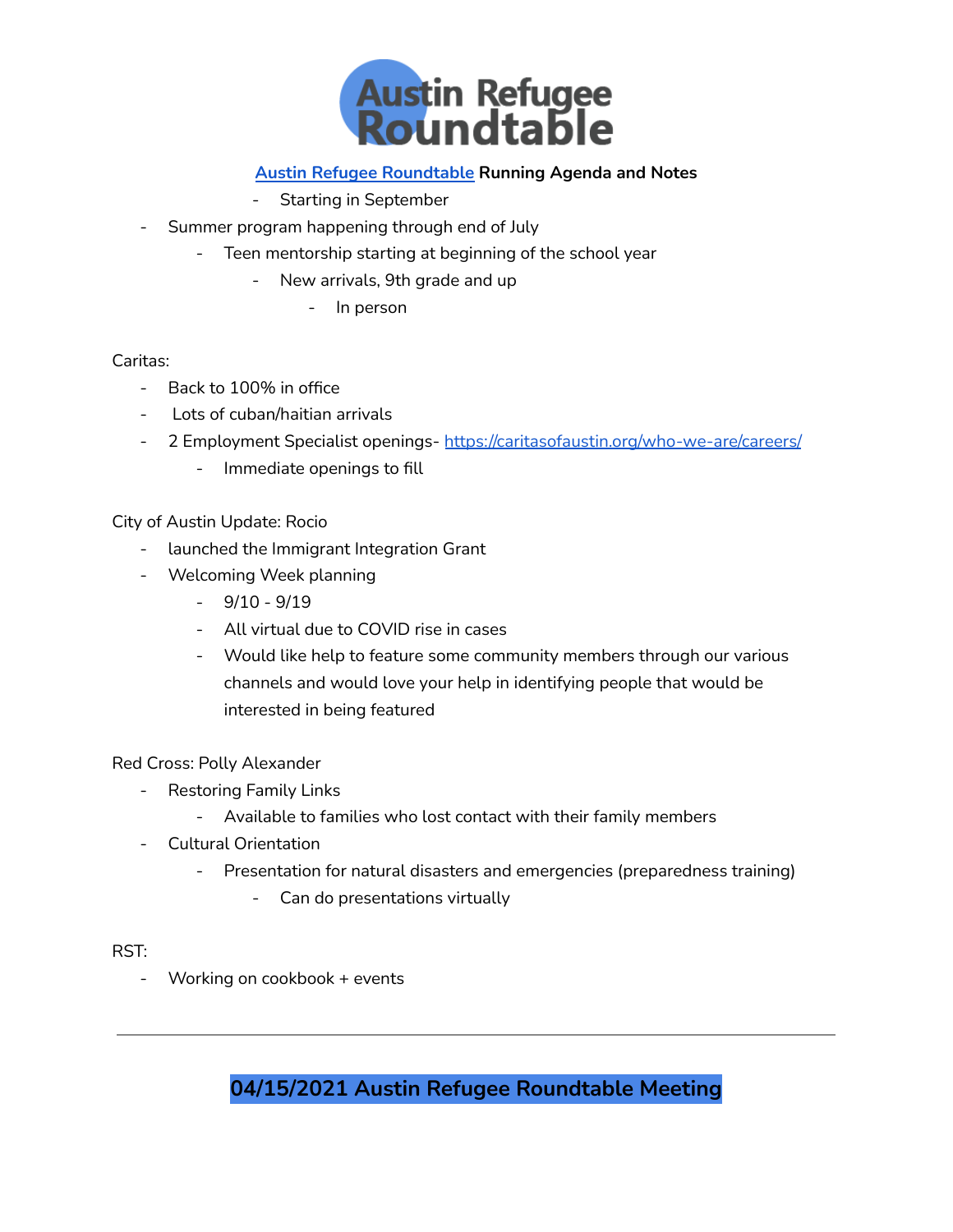[Austin Refugee Roundtable](#) **Running Agenda and Notes**

        - Starting in September
- Summer program happening through end of July
    - Teen mentorship starting at beginning of the school year
        - New arrivals, 9th grade and up
            - In person

Caritas:

- Back to 100% in office
- Lots of cuban/haitian arrivals
- 2 Employment Specialist openings- https://caritasofaustin.org/who-we-are/careers/
    - Immediate openings to fill

City of Austin Update: Rocio

- launched the Immigrant Integration Grant
- Welcoming Week planning
    - 9/10 - 9/19
    - All virtual due to COVID rise in cases
    - Would like help to feature some community members through our various channels and would love your help in identifying people that would be interested in being featured

Red Cross: Polly Alexander

- Restoring Family Links
    - Available to families who lost contact with their family members
- Cultural Orientation
    - Presentation for natural disasters and emergencies (preparedness training)
        - Can do presentations virtually

RST:

- Working on cookbook + events

---

## 04/15/2021 Austin Refugee Roundtable Meeting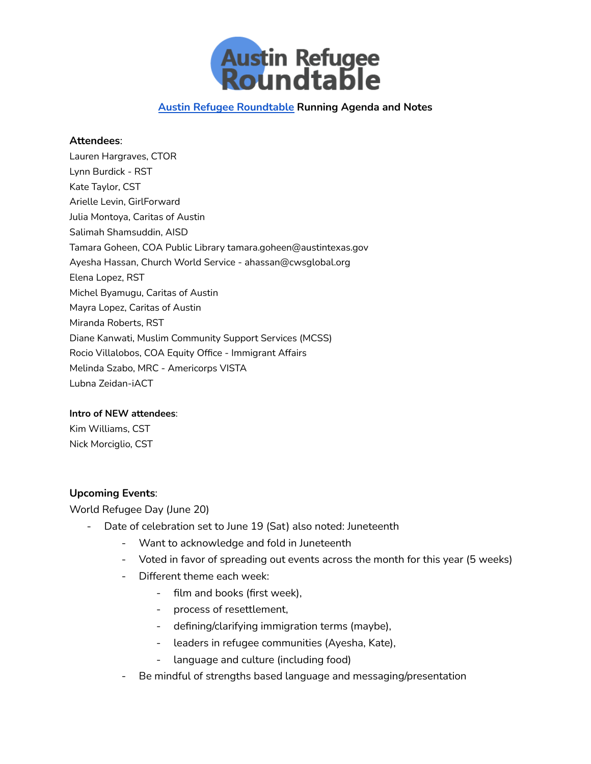# Austin Refugee Roundtable

**Austin Refugee Roundtable Running Agenda and Notes**

**Attendees**:
Lauren Hargraves, CTOR
Lynn Burdick - RST
Kate Taylor, CST
Arielle Levin, GirlForward
Julia Montoya, Caritas of Austin
Salimah Shamsuddin, AISD
Tamara Goheen, COA Public Library tamara.goheen@austintexas.gov
Ayesha Hassan, Church World Service - ahassan@cwsglobal.org
Elena Lopez, RST
Michel Byamugu, Caritas of Austin
Mayra Lopez, Caritas of Austin
Miranda Roberts, RST
Diane Kanwati, Muslim Community Support Services (MCSS)
Rocio Villalobos, COA Equity Office - Immigrant Affairs
Melinda Szabo, MRC - Americorps VISTA
Lubna Zeidan-iACT

**Intro of NEW attendees**:
Kim Williams, CST
Nick Morciglio, CST

**Upcoming Events**:
World Refugee Day (June 20)

- Date of celebration set to June 19 (Sat) also noted: Juneteenth
  - Want to acknowledge and fold in Juneteenth
  - Voted in favor of spreading out events across the month for this year (5 weeks)
  - Different theme each week:
    - film and books (first week),
    - process of resettlement,
    - defining/clarifying immigration terms (maybe),
    - leaders in refugee communities (Ayesha, Kate),
    - language and culture (including food)
  - Be mindful of strengths based language and messaging/presentation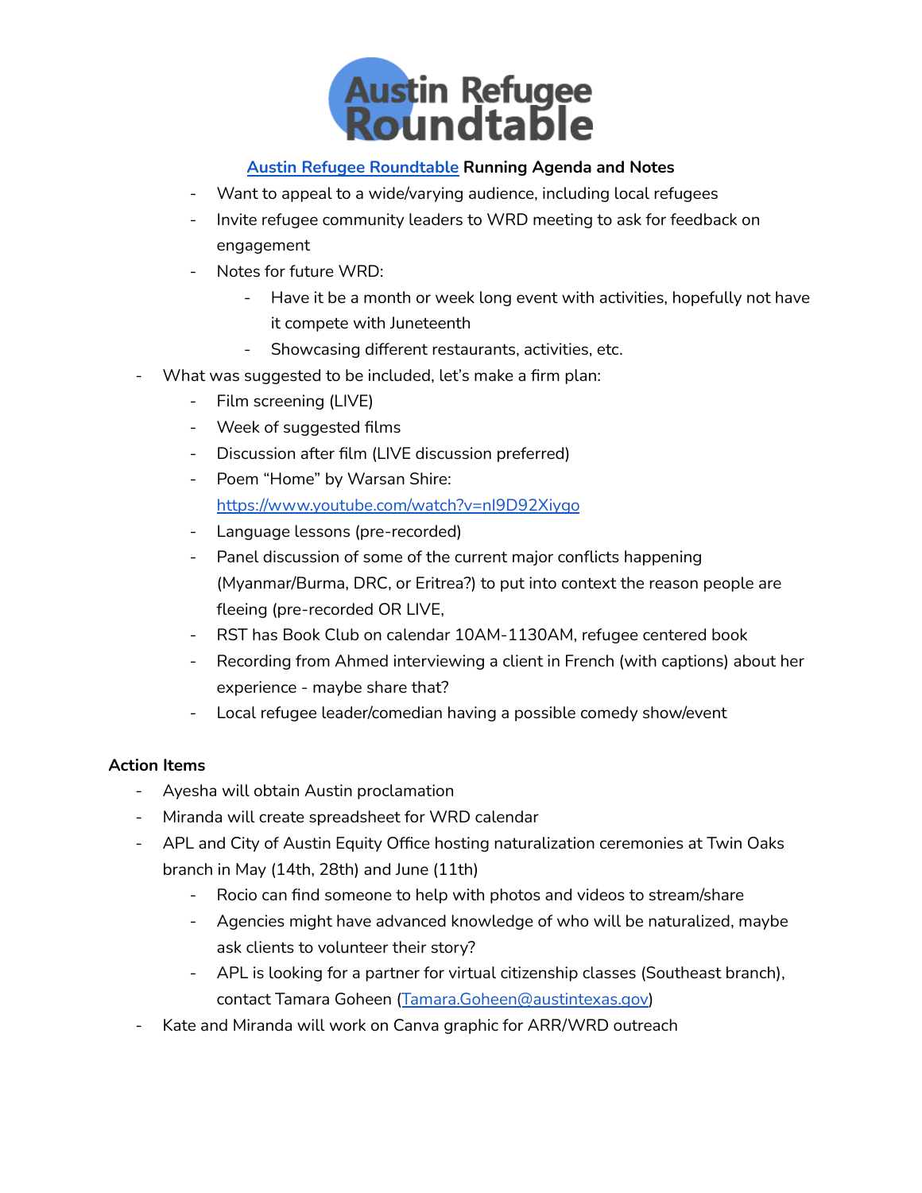# Austin Refugee Roundtable

**[Austin Refugee Roundtable](https://) Running Agenda and Notes**

    - Want to appeal to a wide/varying audience, including local refugees
    - Invite refugee community leaders to WRD meeting to ask for feedback on engagement
    - Notes for future WRD:
        - Have it be a month or week long event with activities, hopefully not have it compete with Juneteenth
        - Showcasing different restaurants, activities, etc.
- What was suggested to be included, let's make a firm plan:
    - Film screening (LIVE)
    - Week of suggested films
    - Discussion after film (LIVE discussion preferred)
    - Poem "Home" by Warsan Shire: https://www.youtube.com/watch?v=nI9D92Xiygo
    - Language lessons (pre-recorded)
    - Panel discussion of some of the current major conflicts happening (Myanmar/Burma, DRC, or Eritrea?) to put into context the reason people are fleeing (pre-recorded OR LIVE,
    - RST has Book Club on calendar 10AM-1130AM, refugee centered book
    - Recording from Ahmed interviewing a client in French (with captions) about her experience - maybe share that?
    - Local refugee leader/comedian having a possible comedy show/event

**Action Items**

- Ayesha will obtain Austin proclamation
- Miranda will create spreadsheet for WRD calendar
- APL and City of Austin Equity Office hosting naturalization ceremonies at Twin Oaks branch in May (14th, 28th) and June (11th)
    - Rocio can find someone to help with photos and videos to stream/share
    - Agencies might have advanced knowledge of who will be naturalized, maybe ask clients to volunteer their story?
    - APL is looking for a partner for virtual citizenship classes (Southeast branch), contact Tamara Goheen (Tamara.Goheen@austintexas.gov)
- Kate and Miranda will work on Canva graphic for ARR/WRD outreach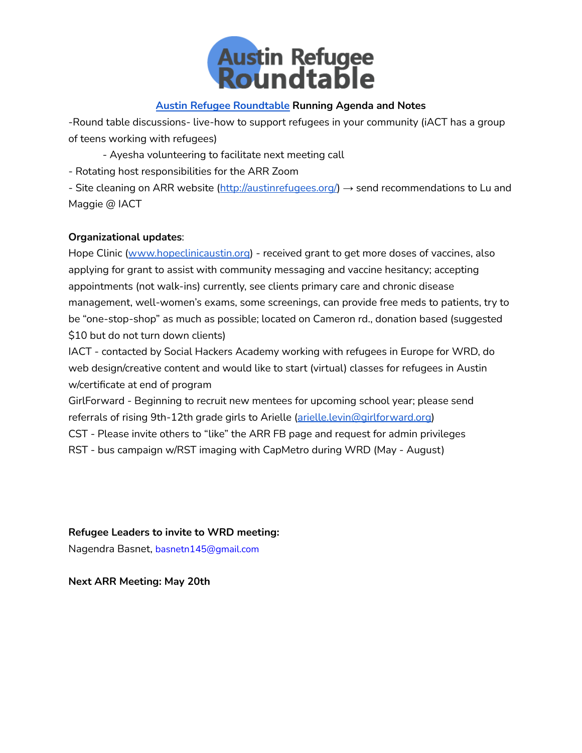Austin Refugee Roundtable

**Austin Refugee Roundtable Running Agenda and Notes**

-Round table discussions- live-how to support refugees in your community (iACT has a group of teens working with refugees)

- Ayesha volunteering to facilitate next meeting call

- Rotating host responsibilities for the ARR Zoom
- Site cleaning on ARR website (http://austinrefugees.org/) → send recommendations to Lu and Maggie @ IACT

**Organizational updates**:

Hope Clinic (www.hopeclinicaustin.org) - received grant to get more doses of vaccines, also applying for grant to assist with community messaging and vaccine hesitancy; accepting appointments (not walk-ins) currently, see clients primary care and chronic disease management, well-women's exams, some screenings, can provide free meds to patients, try to be "one-stop-shop" as much as possible; located on Cameron rd., donation based (suggested $10 but do not turn down clients)

IACT - contacted by Social Hackers Academy working with refugees in Europe for WRD, do web design/creative content and would like to start (virtual) classes for refugees in Austin w/certificate at end of program

GirlForward - Beginning to recruit new mentees for upcoming school year; please send referrals of rising 9th-12th grade girls to Arielle (arielle.levin@girlforward.org)

CST - Please invite others to "like" the ARR FB page and request for admin privileges

RST - bus campaign w/RST imaging with CapMetro during WRD (May - August)

**Refugee Leaders to invite to WRD meeting:**

Nagendra Basnet, basnetn145@gmail.com

**Next ARR Meeting: May 20th**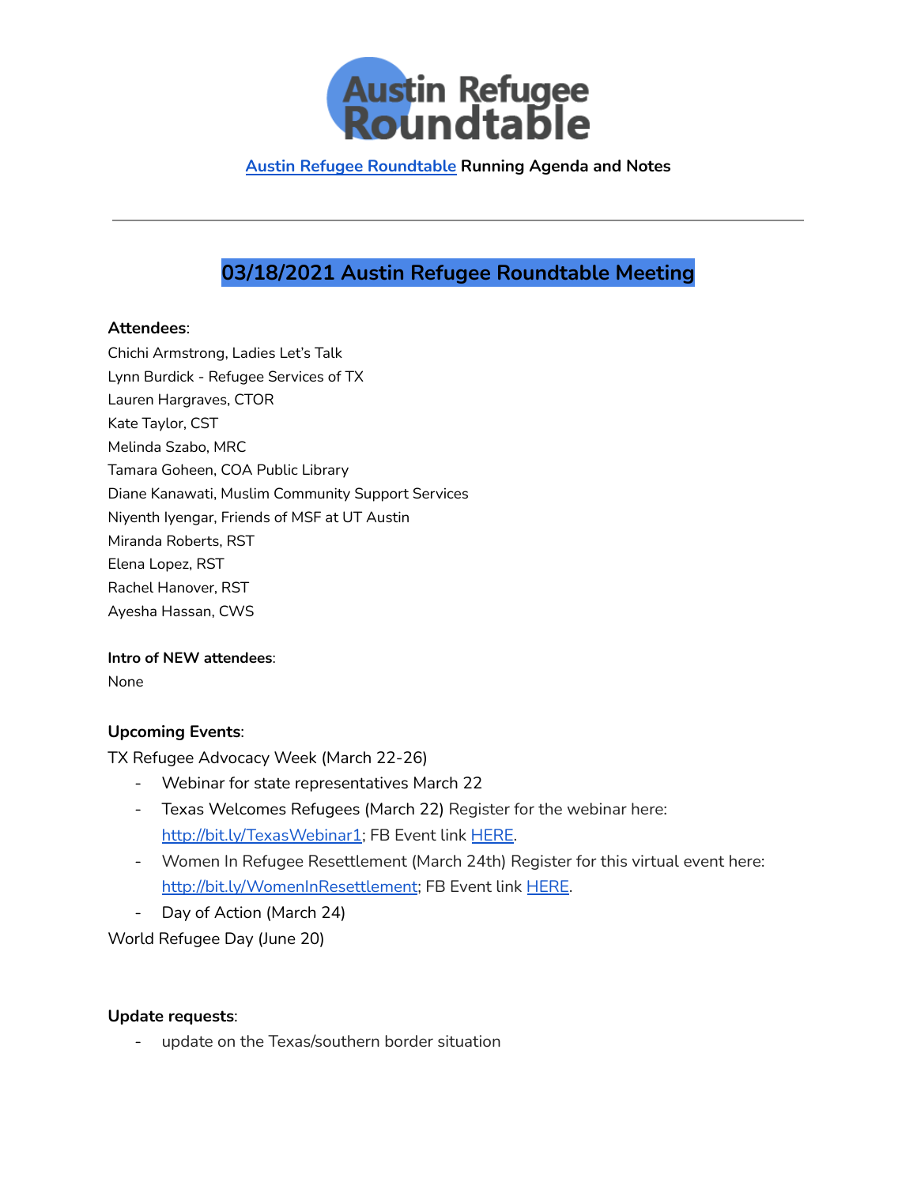**Austin Refugee Roundtable Running Agenda and Notes**

---

## 03/18/2021 Austin Refugee Roundtable Meeting

**Attendees**:
Chichi Armstrong, Ladies Let's Talk
Lynn Burdick - Refugee Services of TX
Lauren Hargraves, CTOR
Kate Taylor, CST
Melinda Szabo, MRC
Tamara Goheen, COA Public Library
Diane Kanawati, Muslim Community Support Services
Niyenth Iyengar, Friends of MSF at UT Austin
Miranda Roberts, RST
Elena Lopez, RST
Rachel Hanover, RST
Ayesha Hassan, CWS

**Intro of NEW attendees**:
None

**Upcoming Events**:
TX Refugee Advocacy Week (March 22-26)

- Webinar for state representatives March 22
- Texas Welcomes Refugees (March 22) Register for the webinar here: http://bit.ly/TexasWebinar1; FB Event link HERE.
- Women In Refugee Resettlement (March 24th) Register for this virtual event here: http://bit.ly/WomenInResettlement; FB Event link HERE.
- Day of Action (March 24)

World Refugee Day (June 20)

**Update requests**:

- update on the Texas/southern border situation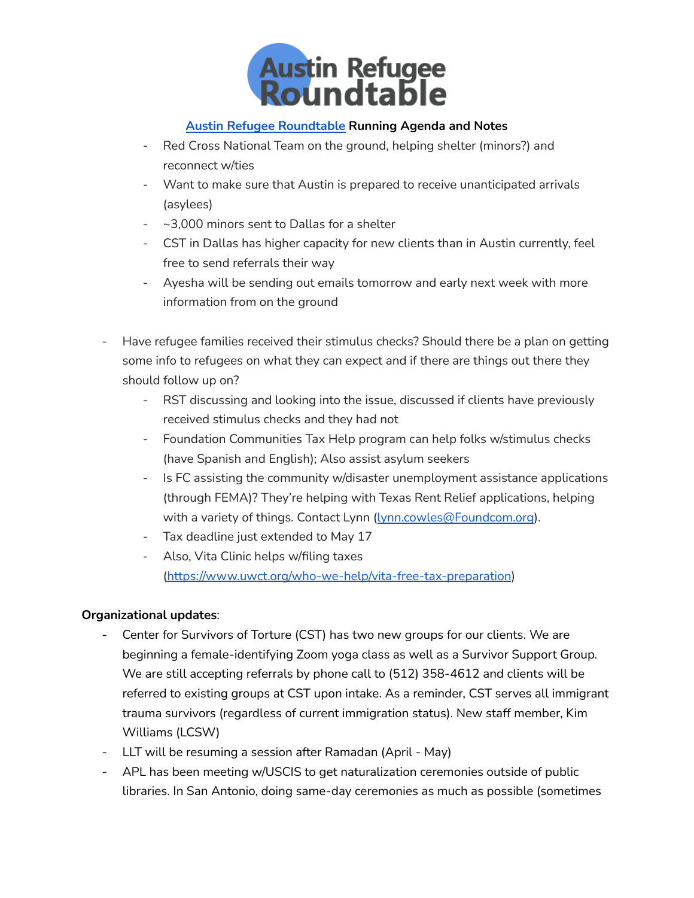[Austin Refugee Roundtable](#) **Running Agenda and Notes**

- Red Cross National Team on the ground, helping shelter (minors?) and reconnect w/ties
- Want to make sure that Austin is prepared to receive unanticipated arrivals (asylees)
- ~3,000 minors sent to Dallas for a shelter
- CST in Dallas has higher capacity for new clients than in Austin currently, feel free to send referrals their way
- Ayesha will be sending out emails tomorrow and early next week with more information from on the ground

- Have refugee families received their stimulus checks? Should there be a plan on getting some info to refugees on what they can expect and if there are things out there they should follow up on?
  - RST discussing and looking into the issue, discussed if clients have previously received stimulus checks and they had not
  - Foundation Communities Tax Help program can help folks w/stimulus checks (have Spanish and English); Also assist asylum seekers
  - Is FC assisting the community w/disaster unemployment assistance applications (through FEMA)? They're helping with Texas Rent Relief applications, helping with a variety of things. Contact Lynn ([lynn.cowles@Foundcom.org](mailto:lynn.cowles@Foundcom.org)).
  - Tax deadline just extended to May 17
  - Also, Vita Clinic helps w/filing taxes ([https://www.uwct.org/who-we-help/vita-free-tax-preparation](https://www.uwct.org/who-we-help/vita-free-tax-preparation))

**Organizational updates**:

- Center for Survivors of Torture (CST) has two new groups for our clients. We are beginning a female-identifying Zoom yoga class as well as a Survivor Support Group. We are still accepting referrals by phone call to (512) 358-4612 and clients will be referred to existing groups at CST upon intake. As a reminder, CST serves all immigrant trauma survivors (regardless of current immigration status). New staff member, Kim Williams (LCSW)
- LLT will be resuming a session after Ramadan (April - May)
- APL has been meeting w/USCIS to get naturalization ceremonies outside of public libraries. In San Antonio, doing same-day ceremonies as much as possible (sometimes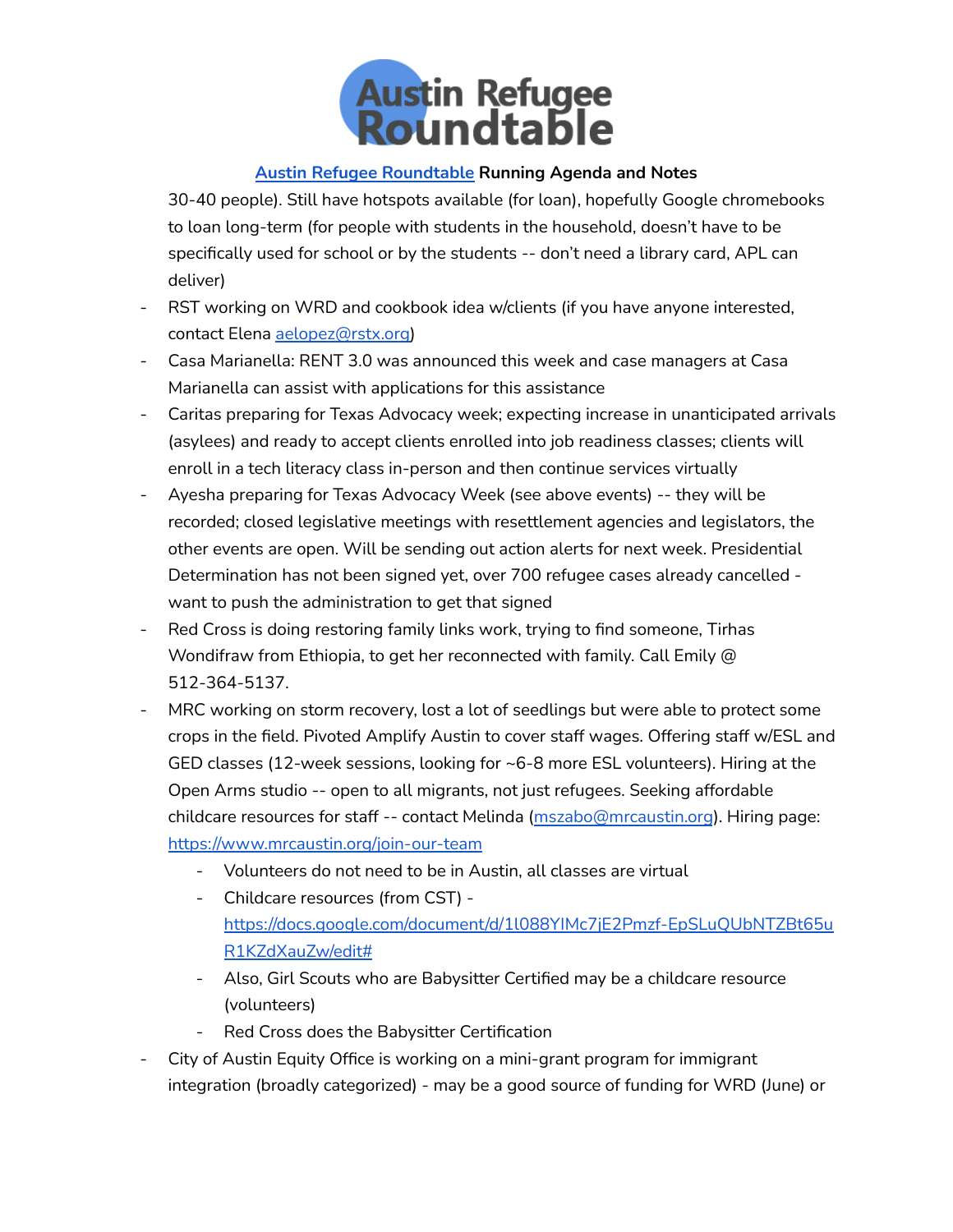**[Austin Refugee Roundtable](#) Running Agenda and Notes**

30-40 people). Still have hotspots available (for loan), hopefully Google chromebooks to loan long-term (for people with students in the household, doesn't have to be specifically used for school or by the students -- don't need a library card, APL can deliver)

- RST working on WRD and cookbook idea w/clients (if you have anyone interested, contact Elena [aelopez@rstx.org](mailto:aelopez@rstx.org))
- Casa Marianella: RENT 3.0 was announced this week and case managers at Casa Marianella can assist with applications for this assistance
- Caritas preparing for Texas Advocacy week; expecting increase in unanticipated arrivals (asylees) and ready to accept clients enrolled into job readiness classes; clients will enroll in a tech literacy class in-person and then continue services virtually
- Ayesha preparing for Texas Advocacy Week (see above events) -- they will be recorded; closed legislative meetings with resettlement agencies and legislators, the other events are open. Will be sending out action alerts for next week. Presidential Determination has not been signed yet, over 700 refugee cases already cancelled - want to push the administration to get that signed
- Red Cross is doing restoring family links work, trying to find someone, Tirhas Wondifraw from Ethiopia, to get her reconnected with family. Call Emily @ 512-364-5137.
- MRC working on storm recovery, lost a lot of seedlings but were able to protect some crops in the field. Pivoted Amplify Austin to cover staff wages. Offering staff w/ESL and GED classes (12-week sessions, looking for ~6-8 more ESL volunteers). Hiring at the Open Arms studio -- open to all migrants, not just refugees. Seeking affordable childcare resources for staff -- contact Melinda ([mszabo@mrcaustin.org](mailto:mszabo@mrcaustin.org)). Hiring page: [https://www.mrcaustin.org/join-our-team](https://www.mrcaustin.org/join-our-team)
    - Volunteers do not need to be in Austin, all classes are virtual
    - Childcare resources (from CST) - [https://docs.google.com/document/d/1l088YIMc7jE2Pmzf-EpSLuQUbNTZBt65uR1KZdXauZw/edit#](https://docs.google.com/document/d/1l088YIMc7jE2Pmzf-EpSLuQUbNTZBt65uR1KZdXauZw/edit#)
    - Also, Girl Scouts who are Babysitter Certified may be a childcare resource (volunteers)
    - Red Cross does the Babysitter Certification
- City of Austin Equity Office is working on a mini-grant program for immigrant integration (broadly categorized) - may be a good source of funding for WRD (June) or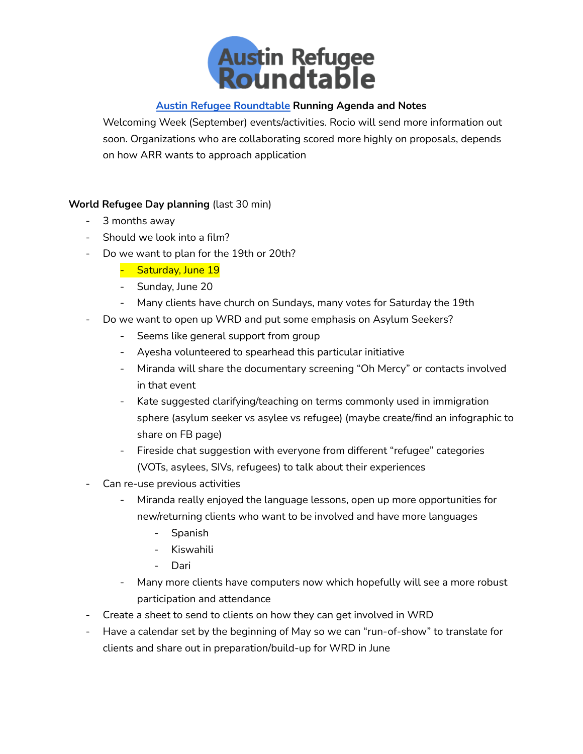**Austin Refugee Roundtable**

**Austin Refugee Roundtable Running Agenda and Notes**

Welcoming Week (September) events/activities. Rocio will send more information out soon. Organizations who are collaborating scored more highly on proposals, depends on how ARR wants to approach application

**World Refugee Day planning** (last 30 min)

- 3 months away
- Should we look into a film?
- Do we want to plan for the 19th or 20th?
    - Saturday, June 19
    - Sunday, June 20
    - Many clients have church on Sundays, many votes for Saturday the 19th
- Do we want to open up WRD and put some emphasis on Asylum Seekers?
    - Seems like general support from group
    - Ayesha volunteered to spearhead this particular initiative
    - Miranda will share the documentary screening "Oh Mercy" or contacts involved in that event
    - Kate suggested clarifying/teaching on terms commonly used in immigration sphere (asylum seeker vs asylee vs refugee) (maybe create/find an infographic to share on FB page)
    - Fireside chat suggestion with everyone from different "refugee" categories (VOTs, asylees, SIVs, refugees) to talk about their experiences
- Can re-use previous activities
    - Miranda really enjoyed the language lessons, open up more opportunities for new/returning clients who want to be involved and have more languages
        - Spanish
        - Kiswahili
        - Dari
    - Many more clients have computers now which hopefully will see a more robust participation and attendance
- Create a sheet to send to clients on how they can get involved in WRD
- Have a calendar set by the beginning of May so we can "run-of-show" to translate for clients and share out in preparation/build-up for WRD in June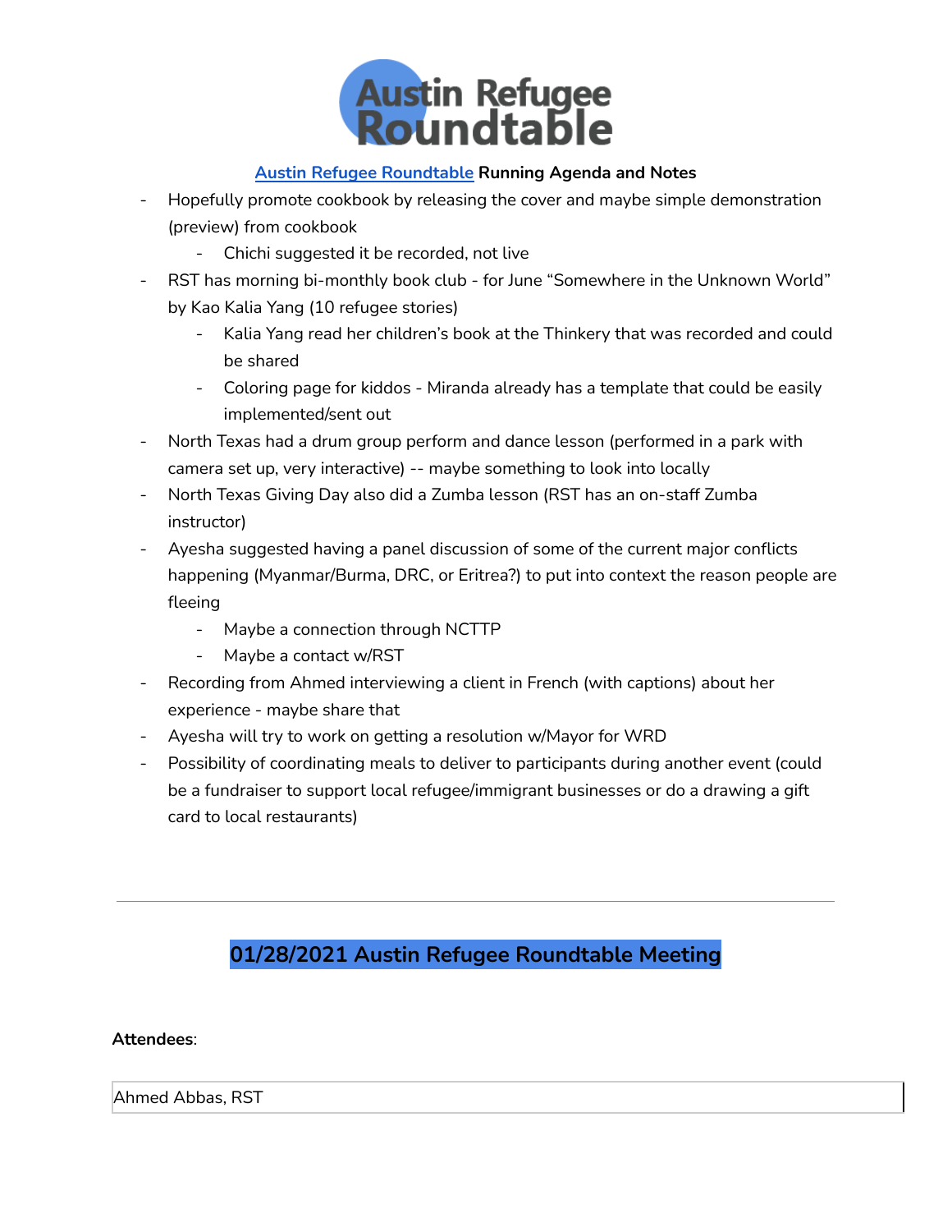**Austin Refugee Roundtable Running Agenda and Notes**

- Hopefully promote cookbook by releasing the cover and maybe simple demonstration (preview) from cookbook
  - Chichi suggested it be recorded, not live
- RST has morning bi-monthly book club - for June "Somewhere in the Unknown World" by Kao Kalia Yang (10 refugee stories)
  - Kalia Yang read her children's book at the Thinkery that was recorded and could be shared
  - Coloring page for kiddos - Miranda already has a template that could be easily implemented/sent out
- North Texas had a drum group perform and dance lesson (performed in a park with camera set up, very interactive) -- maybe something to look into locally
- North Texas Giving Day also did a Zumba lesson (RST has an on-staff Zumba instructor)
- Ayesha suggested having a panel discussion of some of the current major conflicts happening (Myanmar/Burma, DRC, or Eritrea?) to put into context the reason people are fleeing
  - Maybe a connection through NCTTP
  - Maybe a contact w/RST
- Recording from Ahmed interviewing a client in French (with captions) about her experience - maybe share that
- Ayesha will try to work on getting a resolution w/Mayor for WRD
- Possibility of coordinating meals to deliver to participants during another event (could be a fundraiser to support local refugee/immigrant businesses or do a drawing a gift card to local restaurants)

---

## 01/28/2021 Austin Refugee Roundtable Meeting

**Attendees**:

| Ahmed Abbas, RST |
| --- |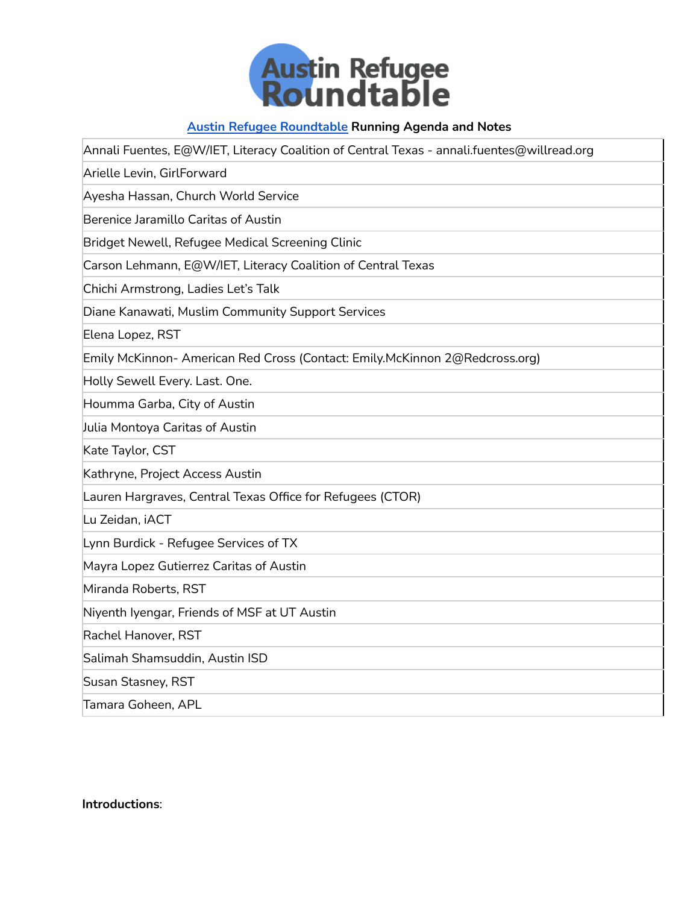# Austin Refugee Roundtable

**[Austin Refugee Roundtable](#) Running Agenda and Notes**

| Annali Fuentes, E@W/IET, Literacy Coalition of Central Texas - annali.fuentes@willread.org |
|---|
| Arielle Levin, GirlForward |
| Ayesha Hassan, Church World Service |
| Berenice Jaramillo Caritas of Austin |
| Bridget Newell, Refugee Medical Screening Clinic |
| Carson Lehmann, E@W/IET, Literacy Coalition of Central Texas |
| Chichi Armstrong, Ladies Let's Talk |
| Diane Kanawati, Muslim Community Support Services |
| Elena Lopez, RST |
| Emily McKinnon- American Red Cross (Contact: Emily.McKinnon 2@Redcross.org) |
| Holly Sewell Every. Last. One. |
| Houmma Garba, City of Austin |
| Julia Montoya Caritas of Austin |
| Kate Taylor, CST |
| Kathryne, Project Access Austin |
| Lauren Hargraves, Central Texas Office for Refugees (CTOR) |
| Lu Zeidan, iACT |
| Lynn Burdick - Refugee Services of TX |
| Mayra Lopez Gutierrez Caritas of Austin |
| Miranda Roberts, RST |
| Niyenth Iyengar, Friends of MSF at UT Austin |
| Rachel Hanover, RST |
| Salimah Shamsuddin, Austin ISD |
| Susan Stasney, RST |
| Tamara Goheen, APL |

**Introductions**: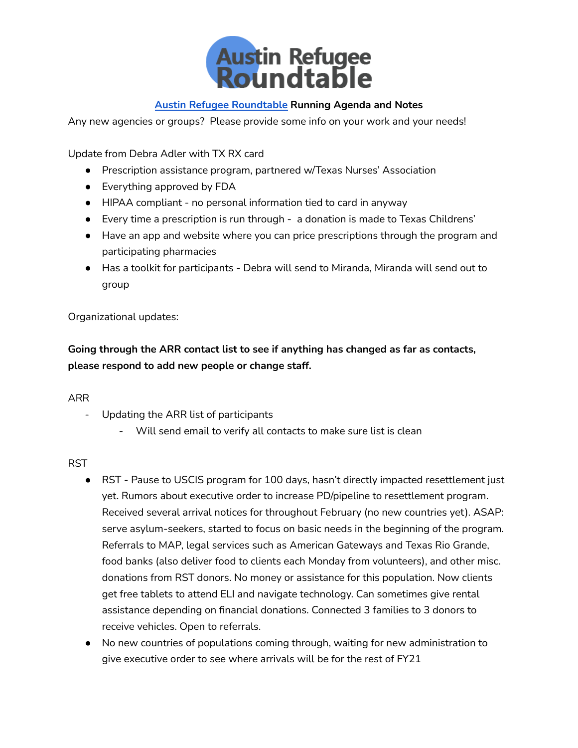# Austin Refugee Roundtable

[Austin Refugee Roundtable](#) **Running Agenda and Notes**

Any new agencies or groups? Please provide some info on your work and your needs!

Update from Debra Adler with TX RX card

- Prescription assistance program, partnered w/Texas Nurses' Association
- Everything approved by FDA
- HIPAA compliant - no personal information tied to card in anyway
- Every time a prescription is run through - a donation is made to Texas Childrens'
- Have an app and website where you can price prescriptions through the program and participating pharmacies
- Has a toolkit for participants - Debra will send to Miranda, Miranda will send out to group

Organizational updates:

**Going through the ARR contact list to see if anything has changed as far as contacts, please respond to add new people or change staff.**

ARR

- Updating the ARR list of participants
  - Will send email to verify all contacts to make sure list is clean

RST

- RST - Pause to USCIS program for 100 days, hasn't directly impacted resettlement just yet. Rumors about executive order to increase PD/pipeline to resettlement program. Received several arrival notices for throughout February (no new countries yet). ASAP: serve asylum-seekers, started to focus on basic needs in the beginning of the program. Referrals to MAP, legal services such as American Gateways and Texas Rio Grande, food banks (also deliver food to clients each Monday from volunteers), and other misc. donations from RST donors. No money or assistance for this population. Now clients get free tablets to attend ELI and navigate technology. Can sometimes give rental assistance depending on financial donations. Connected 3 families to 3 donors to receive vehicles. Open to referrals.
- No new countries of populations coming through, waiting for new administration to give executive order to see where arrivals will be for the rest of FY21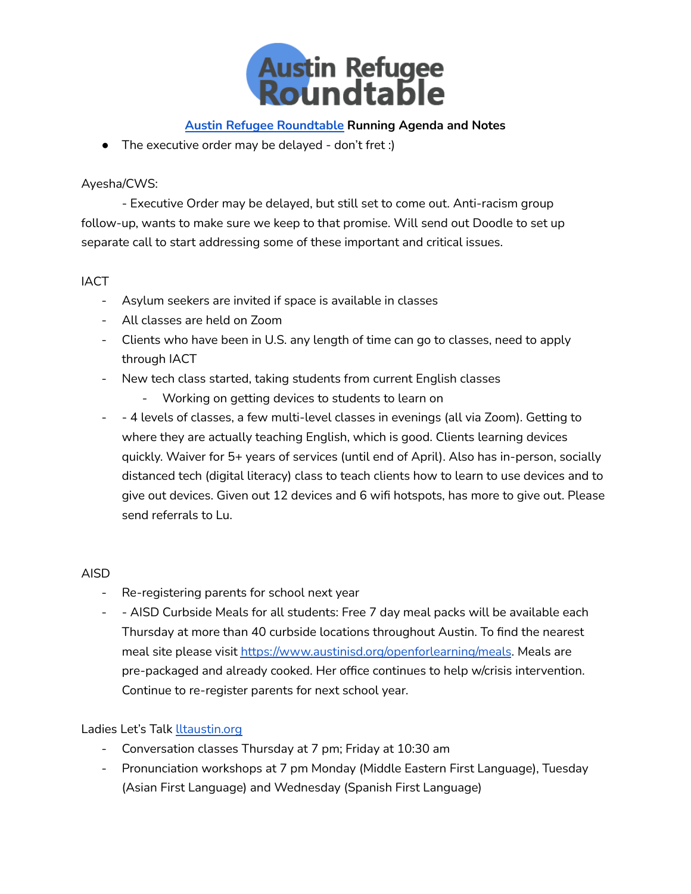Austin Refugee Roundtable

**[Austin Refugee Roundtable](#) Running Agenda and Notes**

- The executive order may be delayed - don't fret :)

Ayesha/CWS:

- Executive Order may be delayed, but still set to come out. Anti-racism group follow-up, wants to make sure we keep to that promise. Will send out Doodle to set up separate call to start addressing some of these important and critical issues.

IACT

- Asylum seekers are invited if space is available in classes
- All classes are held on Zoom
- Clients who have been in U.S. any length of time can go to classes, need to apply through IACT
- New tech class started, taking students from current English classes
  - Working on getting devices to students to learn on
- - 4 levels of classes, a few multi-level classes in evenings (all via Zoom). Getting to where they are actually teaching English, which is good. Clients learning devices quickly. Waiver for 5+ years of services (until end of April). Also has in-person, socially distanced tech (digital literacy) class to teach clients how to learn to use devices and to give out devices. Given out 12 devices and 6 wifi hotspots, has more to give out. Please send referrals to Lu.

AISD

- Re-registering parents for school next year
- - AISD Curbside Meals for all students: Free 7 day meal packs will be available each Thursday at more than 40 curbside locations throughout Austin. To find the nearest meal site please visit [https://www.austinisd.org/openforlearning/meals](https://www.austinisd.org/openforlearning/meals). Meals are pre-packaged and already cooked. Her office continues to help w/crisis intervention. Continue to re-register parents for next school year.

Ladies Let's Talk [lltaustin.org](lltaustin.org)

- Conversation classes Thursday at 7 pm; Friday at 10:30 am
- Pronunciation workshops at 7 pm Monday (Middle Eastern First Language), Tuesday (Asian First Language) and Wednesday (Spanish First Language)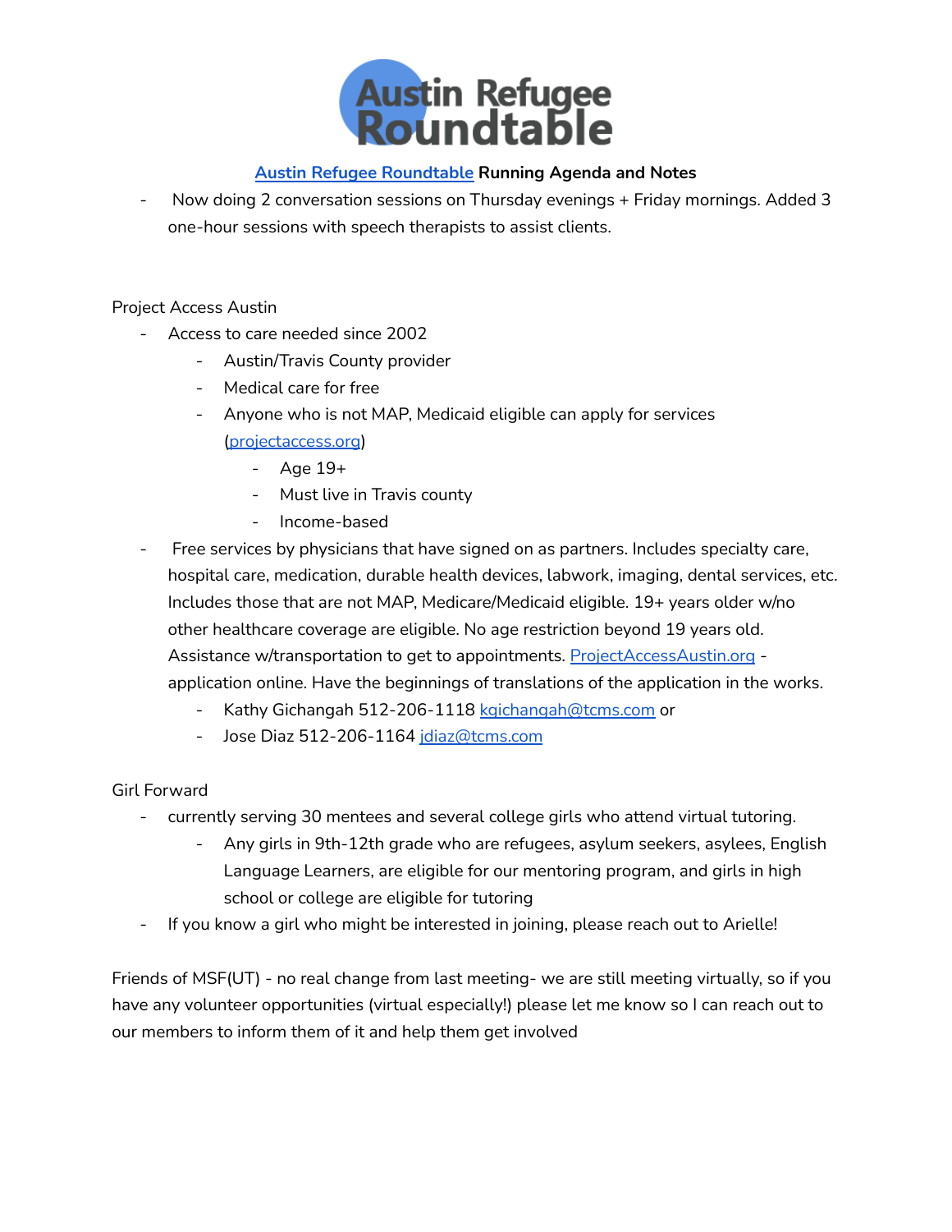Austin Refugee Roundtable

**[Austin Refugee Roundtable](Austin Refugee Roundtable) Running Agenda and Notes**

- Now doing 2 conversation sessions on Thursday evenings + Friday mornings. Added 3 one-hour sessions with speech therapists to assist clients.

Project Access Austin

- Access to care needed since 2002
    - Austin/Travis County provider
    - Medical care for free
    - Anyone who is not MAP, Medicaid eligible can apply for services (projectaccess.org)
        - Age 19+
        - Must live in Travis county
        - Income-based
- Free services by physicians that have signed on as partners. Includes specialty care, hospital care, medication, durable health devices, labwork, imaging, dental services, etc. Includes those that are not MAP, Medicare/Medicaid eligible. 19+ years older w/no other healthcare coverage are eligible. No age restriction beyond 19 years old. Assistance w/transportation to get to appointments. ProjectAccessAustin.org - application online. Have the beginnings of translations of the application in the works.
    - Kathy Gichangah 512-206-1118 kgichangah@tcms.com or
    - Jose Diaz 512-206-1164 jdiaz@tcms.com

Girl Forward

- currently serving 30 mentees and several college girls who attend virtual tutoring.
    - Any girls in 9th-12th grade who are refugees, asylum seekers, asylees, English Language Learners, are eligible for our mentoring program, and girls in high school or college are eligible for tutoring
- If you know a girl who might be interested in joining, please reach out to Arielle!

Friends of MSF(UT) - no real change from last meeting- we are still meeting virtually, so if you have any volunteer opportunities (virtual especially!) please let me know so I can reach out to our members to inform them of it and help them get involved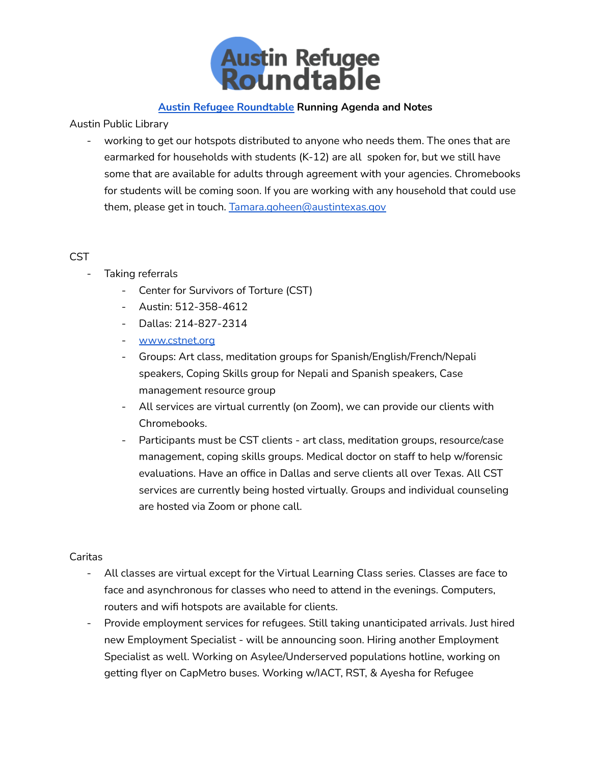# Austin Refugee Roundtable

[Austin Refugee Roundtable](#) **Running Agenda and Notes**

Austin Public Library

- working to get our hotspots distributed to anyone who needs them. The ones that are earmarked for households with students (K-12) are all spoken for, but we still have some that are available for adults through agreement with your agencies. Chromebooks for students will be coming soon. If you are working with any household that could use them, please get in touch. [Tamara.goheen@austintexas.gov](mailto:Tamara.goheen@austintexas.gov)

CST

- Taking referrals
  - Center for Survivors of Torture (CST)
  - Austin: 512-358-4612
  - Dallas: 214-827-2314
  - [www.cstnet.org](http://www.cstnet.org)
  - Groups: Art class, meditation groups for Spanish/English/French/Nepali speakers, Coping Skills group for Nepali and Spanish speakers, Case management resource group
  - All services are virtual currently (on Zoom), we can provide our clients with Chromebooks.
  - Participants must be CST clients - art class, meditation groups, resource/case management, coping skills groups. Medical doctor on staff to help w/forensic evaluations. Have an office in Dallas and serve clients all over Texas. All CST services are currently being hosted virtually. Groups and individual counseling are hosted via Zoom or phone call.

Caritas

- All classes are virtual except for the Virtual Learning Class series. Classes are face to face and asynchronous for classes who need to attend in the evenings. Computers, routers and wifi hotspots are available for clients.
- Provide employment services for refugees. Still taking unanticipated arrivals. Just hired new Employment Specialist - will be announcing soon. Hiring another Employment Specialist as well. Working on Asylee/Underserved populations hotline, working on getting flyer on CapMetro buses. Working w/IACT, RST, & Ayesha for Refugee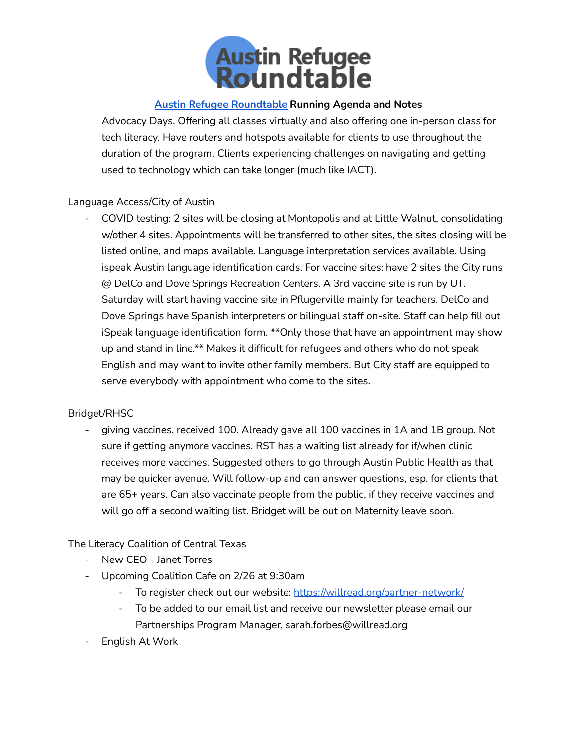[Austin Refugee Roundtable](#) **Running Agenda and Notes**

Advocacy Days. Offering all classes virtually and also offering one in-person class for tech literacy. Have routers and hotspots available for clients to use throughout the duration of the program. Clients experiencing challenges on navigating and getting used to technology which can take longer (much like IACT).

Language Access/City of Austin

- COVID testing: 2 sites will be closing at Montopolis and at Little Walnut, consolidating w/other 4 sites. Appointments will be transferred to other sites, the sites closing will be listed online, and maps available. Language interpretation services available. Using ispeak Austin language identification cards. For vaccine sites: have 2 sites the City runs @ DelCo and Dove Springs Recreation Centers. A 3rd vaccine site is run by UT. Saturday will start having vaccine site in Pflugerville mainly for teachers. DelCo and Dove Springs have Spanish interpreters or bilingual staff on-site. Staff can help fill out iSpeak language identification form. **Only those that have an appointment may show up and stand in line.** Makes it difficult for refugees and others who do not speak English and may want to invite other family members. But City staff are equipped to serve everybody with appointment who come to the sites.

Bridget/RHSC

- giving vaccines, received 100. Already gave all 100 vaccines in 1A and 1B group. Not sure if getting anymore vaccines. RST has a waiting list already for if/when clinic receives more vaccines. Suggested others to go through Austin Public Health as that may be quicker avenue. Will follow-up and can answer questions, esp. for clients that are 65+ years. Can also vaccinate people from the public, if they receive vaccines and will go off a second waiting list. Bridget will be out on Maternity leave soon.

The Literacy Coalition of Central Texas

- New CEO - Janet Torres
- Upcoming Coalition Cafe on 2/26 at 9:30am
  - To register check out our website: [https://willread.org/partner-network/](https://willread.org/partner-network/)
  - To be added to our email list and receive our newsletter please email our Partnerships Program Manager, sarah.forbes@willread.org
- English At Work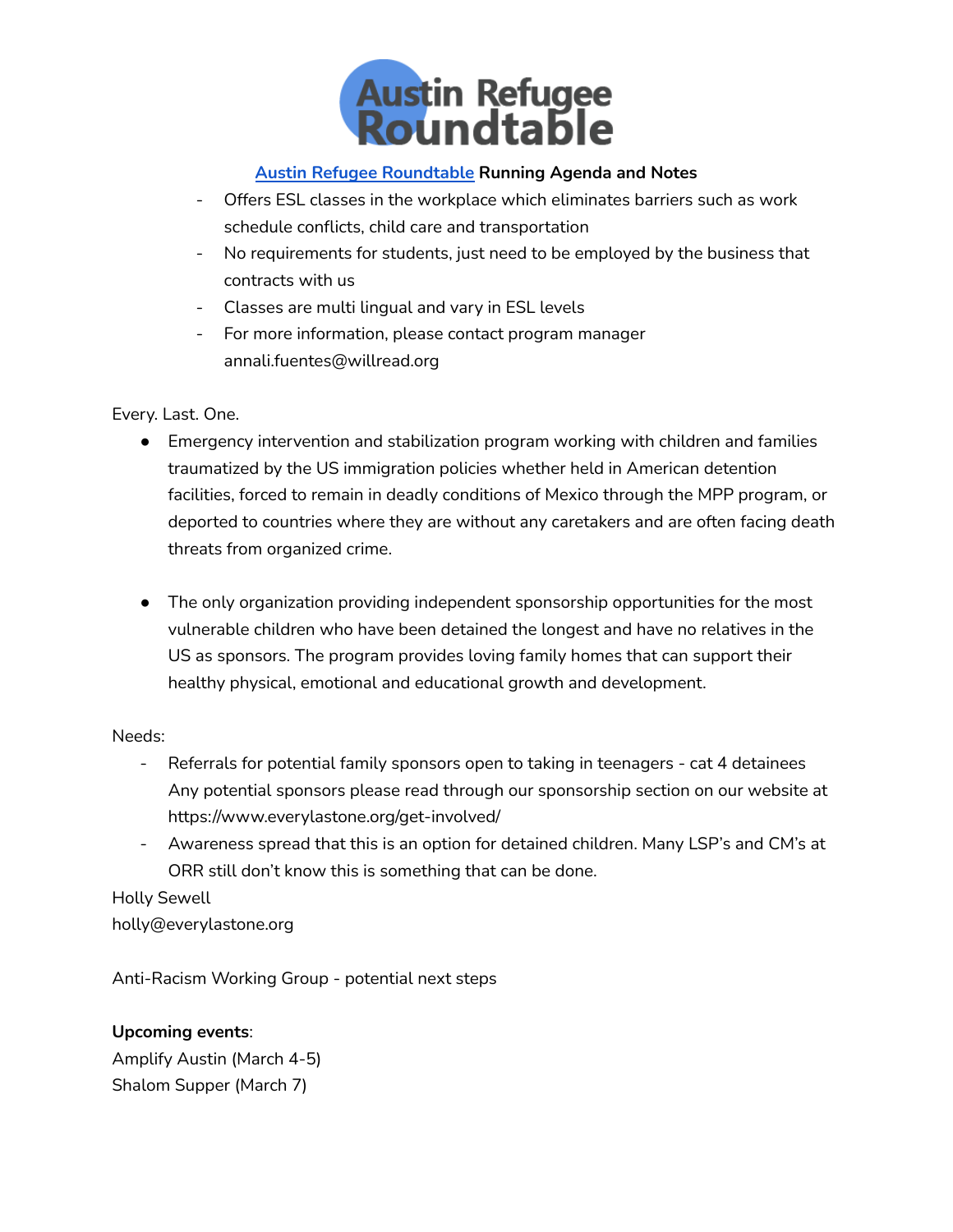Austin Refugee Roundtable

**Austin Refugee Roundtable Running Agenda and Notes**

- Offers ESL classes in the workplace which eliminates barriers such as work schedule conflicts, child care and transportation
- No requirements for students, just need to be employed by the business that contracts with us
- Classes are multi lingual and vary in ESL levels
- For more information, please contact program manager annali.fuentes@willread.org

Every. Last. One.

- Emergency intervention and stabilization program working with children and families traumatized by the US immigration policies whether held in American detention facilities, forced to remain in deadly conditions of Mexico through the MPP program, or deported to countries where they are without any caretakers and are often facing death threats from organized crime.

- The only organization providing independent sponsorship opportunities for the most vulnerable children who have been detained the longest and have no relatives in the US as sponsors. The program provides loving family homes that can support their healthy physical, emotional and educational growth and development.

Needs:

- Referrals for potential family sponsors open to taking in teenagers - cat 4 detainees Any potential sponsors please read through our sponsorship section on our website at https://www.everylastone.org/get-involved/
- Awareness spread that this is an option for detained children. Many LSP's and CM's at ORR still don't know this is something that can be done.

Holly Sewell
holly@everylastone.org

Anti-Racism Working Group - potential next steps

**Upcoming events**:
Amplify Austin (March 4-5)
Shalom Supper (March 7)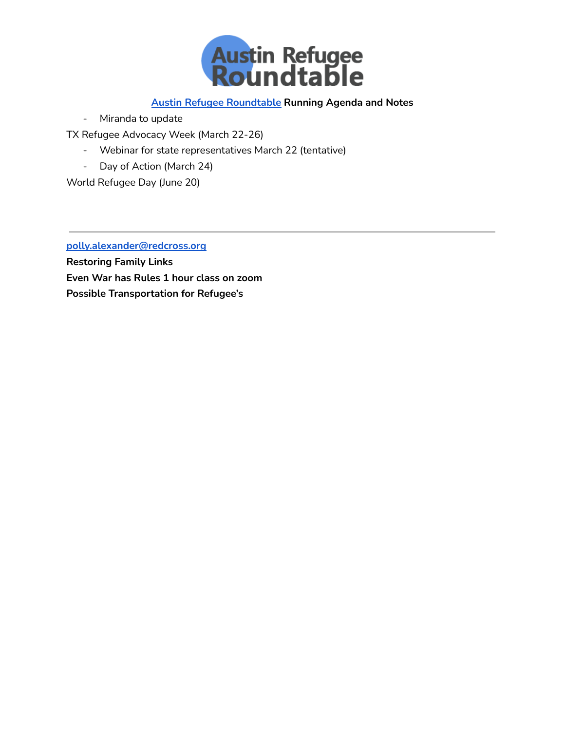Austin Refugee Roundtable

**Austin Refugee Roundtable Running Agenda and Notes**

- Miranda to update

TX Refugee Advocacy Week (March 22-26)

- Webinar for state representatives March 22 (tentative)
- Day of Action (March 24)

World Refugee Day (June 20)

---

polly.alexander@redcross.org

**Restoring Family Links**

**Even War has Rules 1 hour class on zoom**

**Possible Transportation for Refugee's**